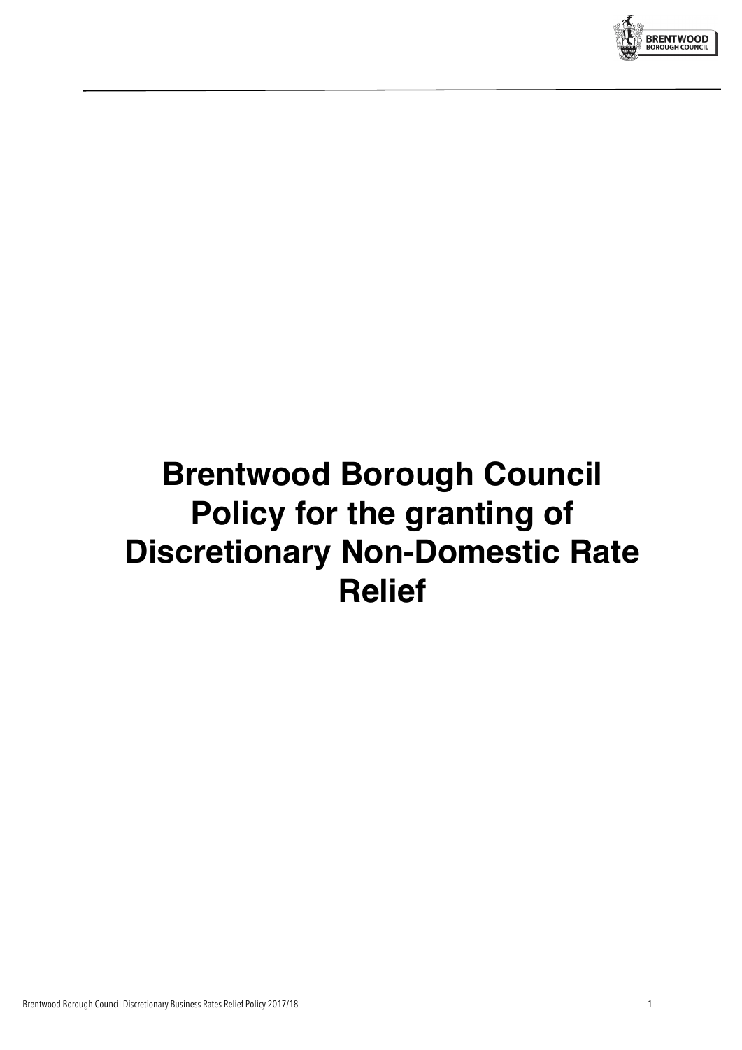# Brentwood Borough Council Policy for the granting of Discretionary Non-Domestic Rate Relief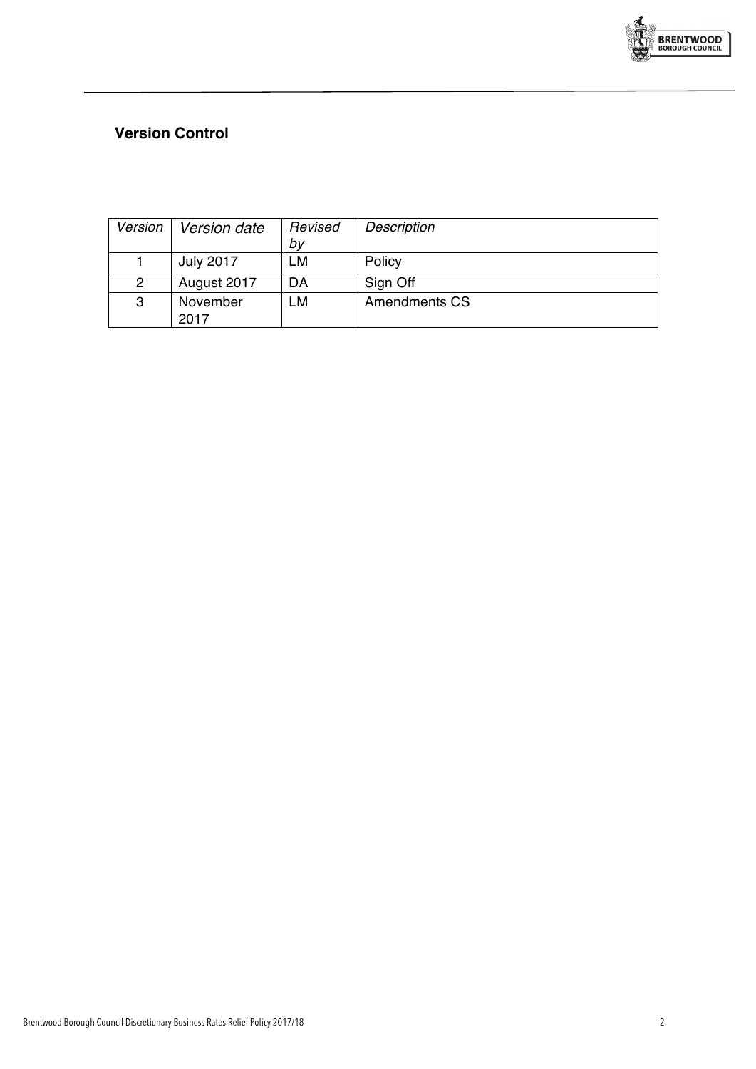## Version Control

| *Version* | *Version date* | *Revised by* | *Description* |
| --- | --- | --- | --- |
| 1 | July 2017 | LM | Policy |
| 2 | August 2017 | DA | Sign Off |
| 3 | November 2017 | LM | Amendments CS |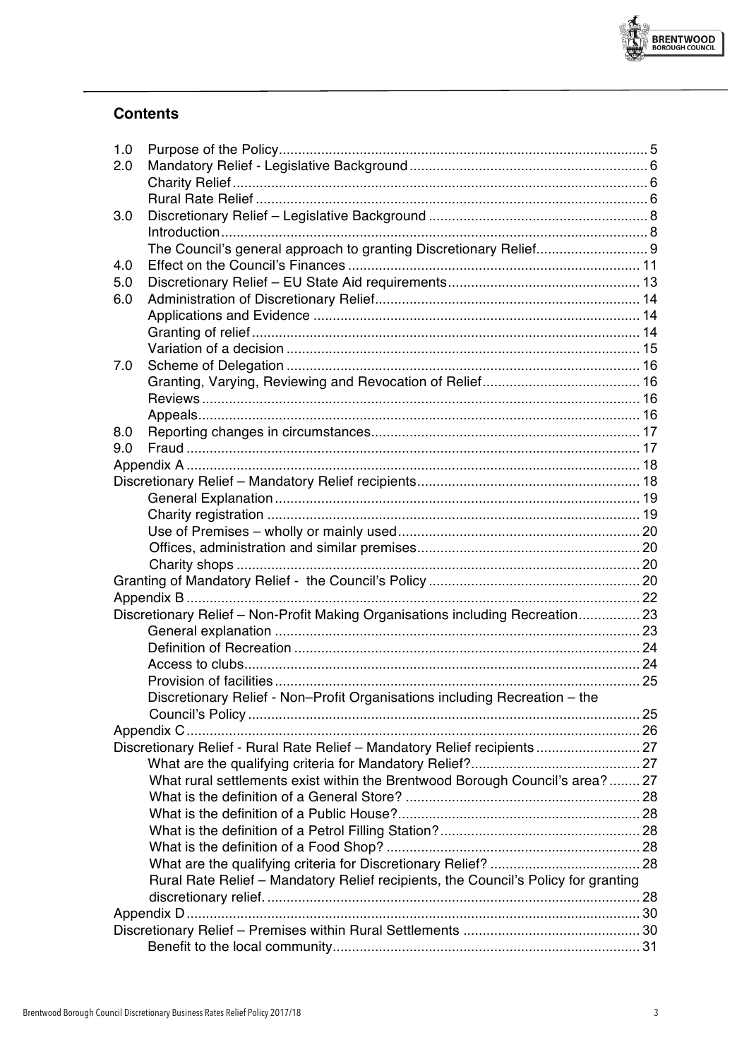## Contents

| | | |
|---|---|---|
| 1.0 | Purpose of the Policy | 5 |
| 2.0 | Mandatory Relief - Legislative Background | 6 |
| | Charity Relief | 6 |
| | Rural Rate Relief | 6 |
| 3.0 | Discretionary Relief – Legislative Background | 8 |
| | Introduction | 8 |
| | The Council's general approach to granting Discretionary Relief | 9 |
| 4.0 | Effect on the Council's Finances | 11 |
| 5.0 | Discretionary Relief – EU State Aid requirements | 13 |
| 6.0 | Administration of Discretionary Relief | 14 |
| | Applications and Evidence | 14 |
| | Granting of relief | 14 |
| | Variation of a decision | 15 |
| 7.0 | Scheme of Delegation | 16 |
| | Granting, Varying, Reviewing and Revocation of Relief | 16 |
| | Reviews | 16 |
| | Appeals | 16 |
| 8.0 | Reporting changes in circumstances | 17 |
| 9.0 | Fraud | 17 |
| | Appendix A | 18 |
| | Discretionary Relief – Mandatory Relief recipients | 18 |
| | General Explanation | 19 |
| | Charity registration | 19 |
| | Use of Premises – wholly or mainly used | 20 |
| | Offices, administration and similar premises | 20 |
| | Charity shops | 20 |
| | Granting of Mandatory Relief - the Council's Policy | 20 |
| | Appendix B | 22 |
| | Discretionary Relief – Non-Profit Making Organisations including Recreation | 23 |
| | General explanation | 23 |
| | Definition of Recreation | 24 |
| | Access to clubs | 24 |
| | Provision of facilities | 25 |
| | Discretionary Relief - Non–Profit Organisations including Recreation – the Council's Policy | 25 |
| | Appendix C | 26 |
| | Discretionary Relief - Rural Rate Relief – Mandatory Relief recipients | 27 |
| | What are the qualifying criteria for Mandatory Relief? | 27 |
| | What rural settlements exist within the Brentwood Borough Council's area? | 27 |
| | What is the definition of a General Store? | 28 |
| | What is the definition of a Public House? | 28 |
| | What is the definition of a Petrol Filling Station? | 28 |
| | What is the definition of a Food Shop? | 28 |
| | What are the qualifying criteria for Discretionary Relief? | 28 |
| | Rural Rate Relief – Mandatory Relief recipients, the Council's Policy for granting discretionary relief. | 28 |
| | Appendix D | 30 |
| | Discretionary Relief – Premises within Rural Settlements | 30 |
| | Benefit to the local community | 31 |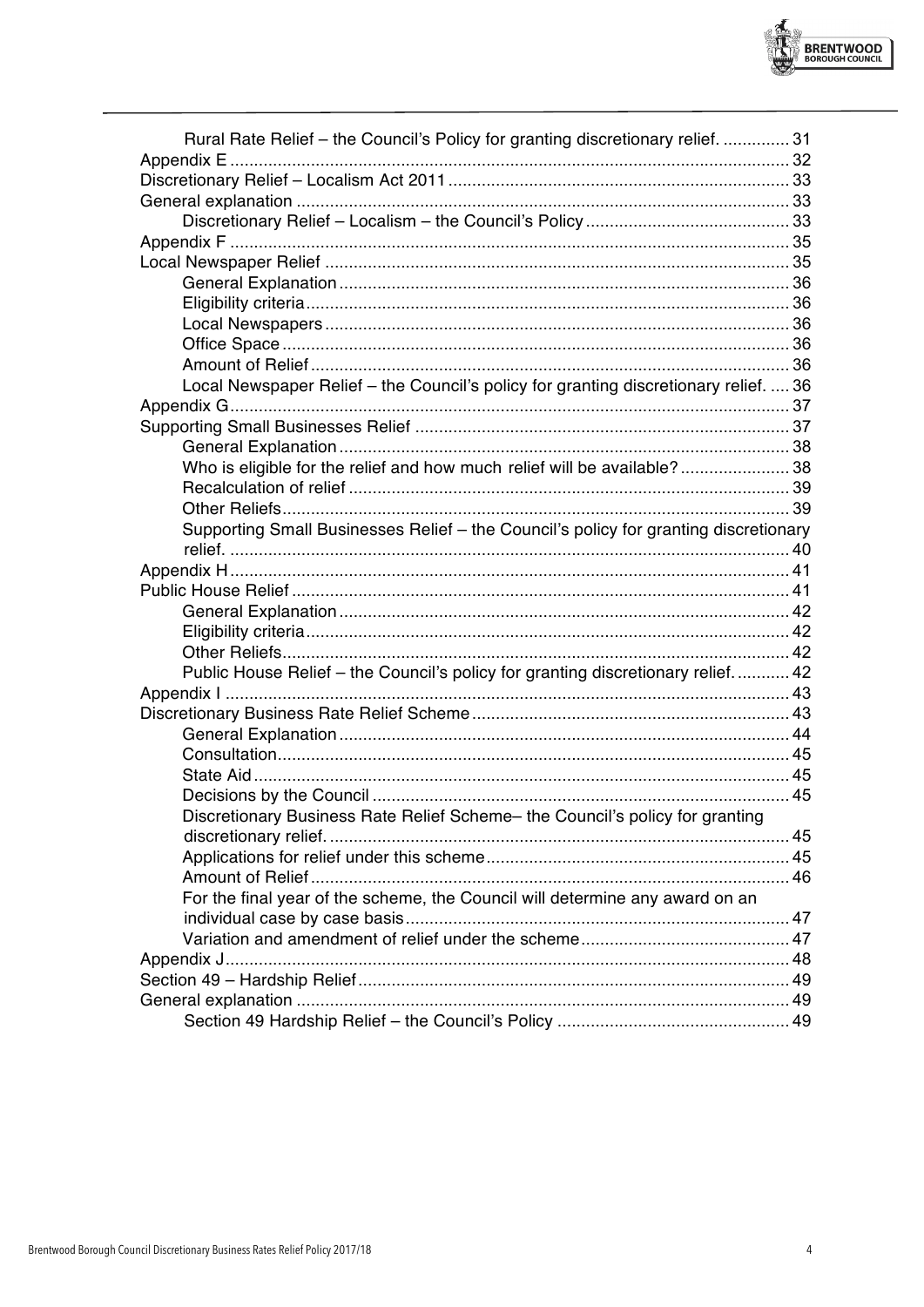Rural Rate Relief – the Council's Policy for granting discretionary relief. .............. 31
Appendix E ..................................................................................................... 32
Discretionary Relief – Localism Act 2011 ....................................................... 33
General explanation ....................................................................................... 33
Discretionary Relief – Localism – the Council's Policy ........................................ 33
Appendix F ..................................................................................................... 35
Local Newspaper Relief .................................................................................. 35
General Explanation .............................................................................. 36
Eligibility criteria ...................................................................................... 36
Local Newspapers ................................................................................... 36
Office Space ............................................................................................ 36
Amount of Relief ..................................................................................... 36
Local Newspaper Relief – the Council's policy for granting discretionary relief. .... 36
Appendix G ..................................................................................................... 37
Supporting Small Businesses Relief ............................................................... 37
General Explanation ............................................................................... 38
Who is eligible for the relief and how much relief will be available? ....................... 38
Recalculation of relief ............................................................................. 39
Other Reliefs ........................................................................................... 39
Supporting Small Businesses Relief – the Council's policy for granting discretionary relief. ..................................................................................................... 40
Appendix H ..................................................................................................... 41
Public House Relief ........................................................................................ 41
General Explanation ............................................................................... 42
Eligibility criteria ...................................................................................... 42
Other Reliefs ........................................................................................... 42
Public House Relief – the Council's policy for granting discretionary relief. ........... 42
Appendix I ...................................................................................................... 43
Discretionary Business Rate Relief Scheme ................................................... 43
General Explanation ............................................................................... 44
Consultation ............................................................................................ 45
State Aid ................................................................................................. 45
Decisions by the Council ........................................................................ 45
Discretionary Business Rate Relief Scheme– the Council's policy for granting discretionary relief. ................................................................................. 45
Applications for relief under this scheme ................................................ 45
Amount of Relief ..................................................................................... 46
For the final year of the scheme, the Council will determine any award on an individual case by case basis ................................................................. 47
Variation and amendment of relief under the scheme ............................ 47
Appendix J ...................................................................................................... 48
Section 49 – Hardship Relief .......................................................................... 49
General explanation ....................................................................................... 49
Section 49 Hardship Relief – the Council's Policy ................................................ 49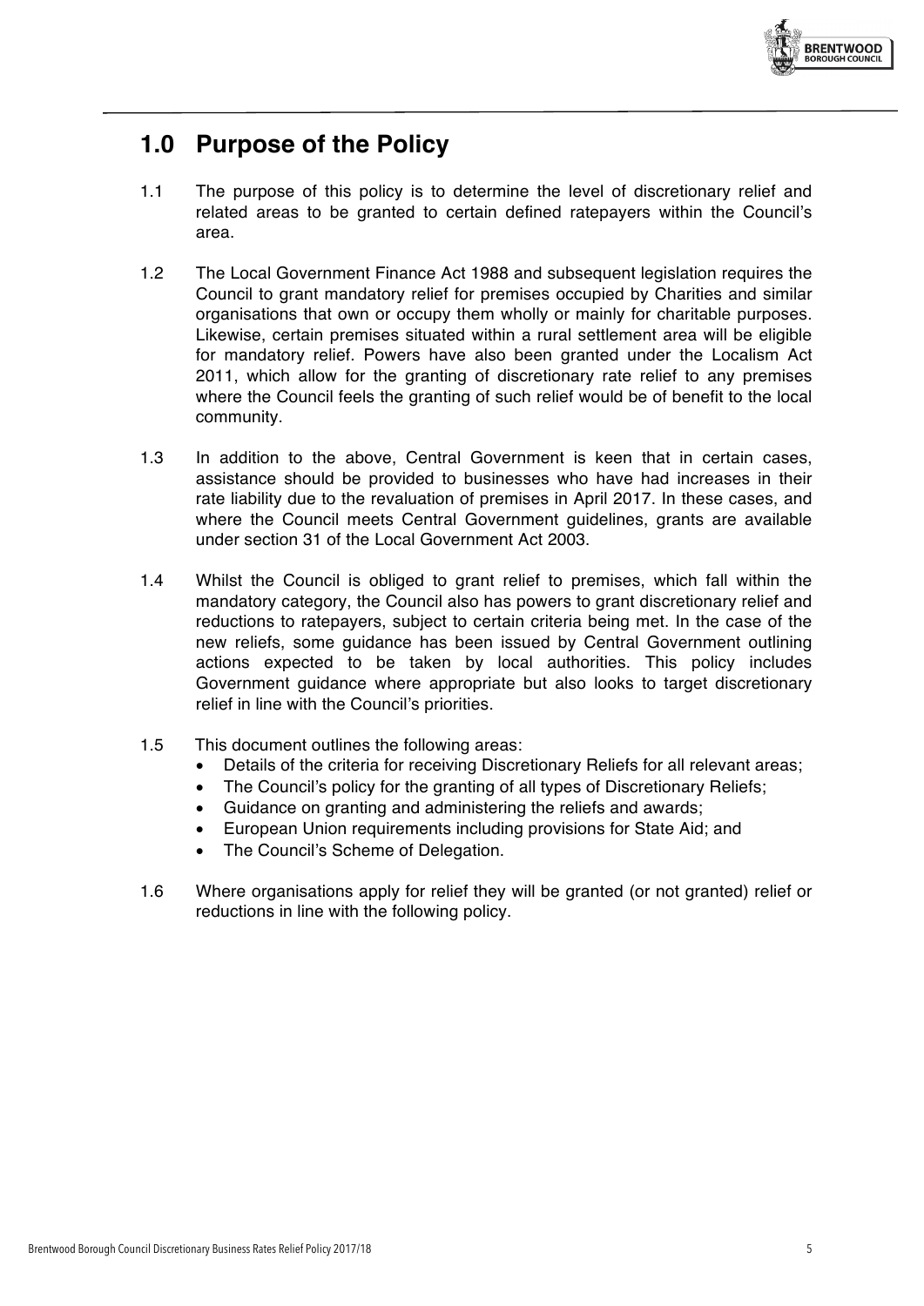## 1.0 Purpose of the Policy

1.1 The purpose of this policy is to determine the level of discretionary relief and related areas to be granted to certain defined ratepayers within the Council's area.

1.2 The Local Government Finance Act 1988 and subsequent legislation requires the Council to grant mandatory relief for premises occupied by Charities and similar organisations that own or occupy them wholly or mainly for charitable purposes. Likewise, certain premises situated within a rural settlement area will be eligible for mandatory relief. Powers have also been granted under the Localism Act 2011, which allow for the granting of discretionary rate relief to any premises where the Council feels the granting of such relief would be of benefit to the local community.

1.3 In addition to the above, Central Government is keen that in certain cases, assistance should be provided to businesses who have had increases in their rate liability due to the revaluation of premises in April 2017. In these cases, and where the Council meets Central Government guidelines, grants are available under section 31 of the Local Government Act 2003.

1.4 Whilst the Council is obliged to grant relief to premises, which fall within the mandatory category, the Council also has powers to grant discretionary relief and reductions to ratepayers, subject to certain criteria being met. In the case of the new reliefs, some guidance has been issued by Central Government outlining actions expected to be taken by local authorities. This policy includes Government guidance where appropriate but also looks to target discretionary relief in line with the Council's priorities.

1.5 This document outlines the following areas:

- Details of the criteria for receiving Discretionary Reliefs for all relevant areas;
- The Council's policy for the granting of all types of Discretionary Reliefs;
- Guidance on granting and administering the reliefs and awards;
- European Union requirements including provisions for State Aid; and
- The Council's Scheme of Delegation.

1.6 Where organisations apply for relief they will be granted (or not granted) relief or reductions in line with the following policy.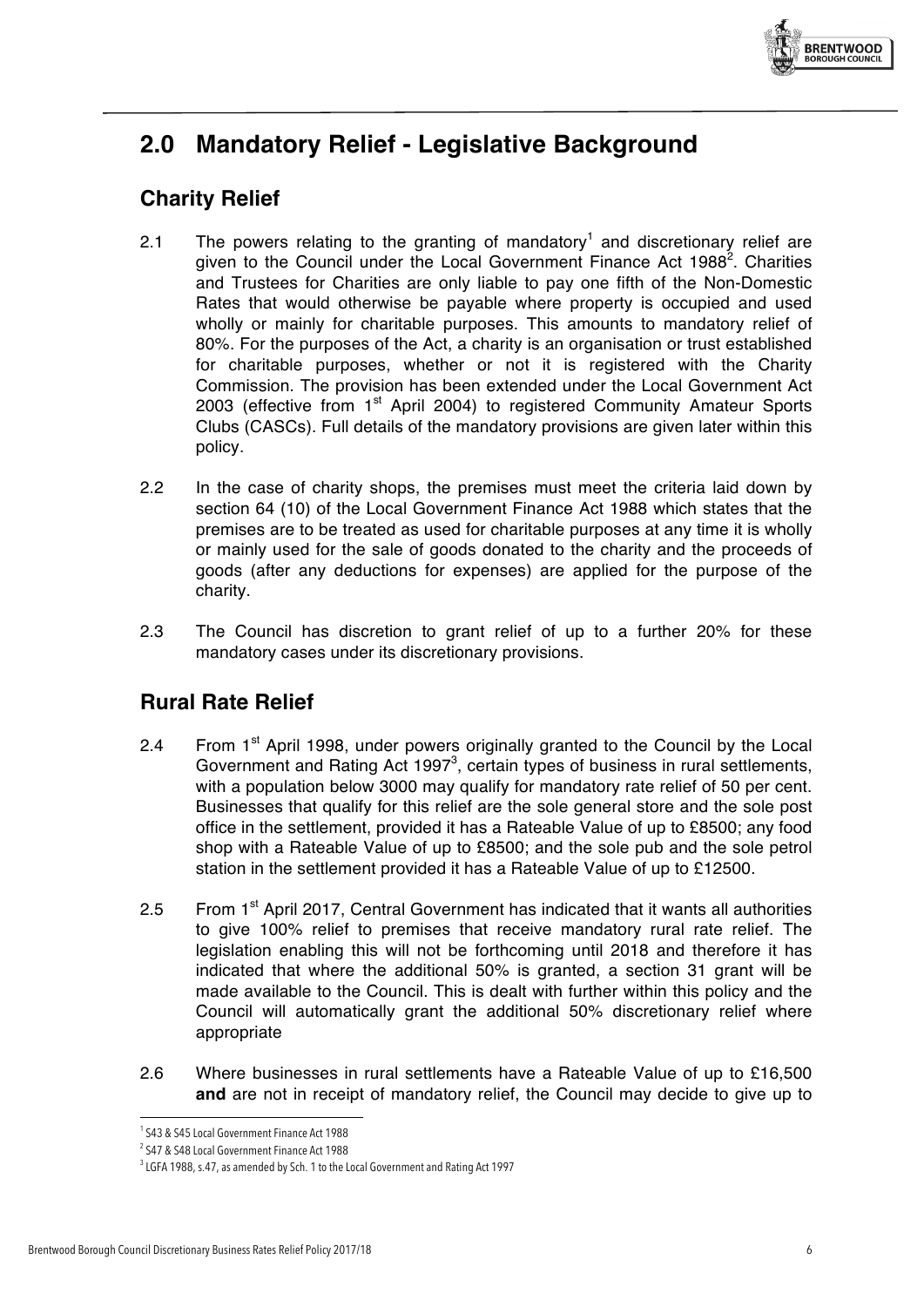# 2.0 Mandatory Relief - Legislative Background

## Charity Relief

2.1 The powers relating to the granting of mandatory[1] and discretionary relief are given to the Council under the Local Government Finance Act 1988[2]. Charities and Trustees for Charities are only liable to pay one fifth of the Non-Domestic Rates that would otherwise be payable where property is occupied and used wholly or mainly for charitable purposes. This amounts to mandatory relief of 80%. For the purposes of the Act, a charity is an organisation or trust established for charitable purposes, whether or not it is registered with the Charity Commission. The provision has been extended under the Local Government Act 2003 (effective from 1st April 2004) to registered Community Amateur Sports Clubs (CASCs). Full details of the mandatory provisions are given later within this policy.

2.2 In the case of charity shops, the premises must meet the criteria laid down by section 64 (10) of the Local Government Finance Act 1988 which states that the premises are to be treated as used for charitable purposes at any time it is wholly or mainly used for the sale of goods donated to the charity and the proceeds of goods (after any deductions for expenses) are applied for the purpose of the charity.

2.3 The Council has discretion to grant relief of up to a further 20% for these mandatory cases under its discretionary provisions.

## Rural Rate Relief

2.4 From 1st April 1998, under powers originally granted to the Council by the Local Government and Rating Act 1997[3], certain types of business in rural settlements, with a population below 3000 may qualify for mandatory rate relief of 50 per cent. Businesses that qualify for this relief are the sole general store and the sole post office in the settlement, provided it has a Rateable Value of up to £8500; any food shop with a Rateable Value of up to £8500; and the sole pub and the sole petrol station in the settlement provided it has a Rateable Value of up to £12500.

2.5 From 1st April 2017, Central Government has indicated that it wants all authorities to give 100% relief to premises that receive mandatory rural rate relief. The legislation enabling this will not be forthcoming until 2018 and therefore it has indicated that where the additional 50% is granted, a section 31 grant will be made available to the Council. This is dealt with further within this policy and the Council will automatically grant the additional 50% discretionary relief where appropriate

2.6 Where businesses in rural settlements have a Rateable Value of up to £16,500 **and** are not in receipt of mandatory relief, the Council may decide to give up to

---

[1] S43 & S45 Local Government Finance Act 1988

[2] S47 & S48 Local Government Finance Act 1988

[3] LGFA 1988, s.47, as amended by Sch. 1 to the Local Government and Rating Act 1997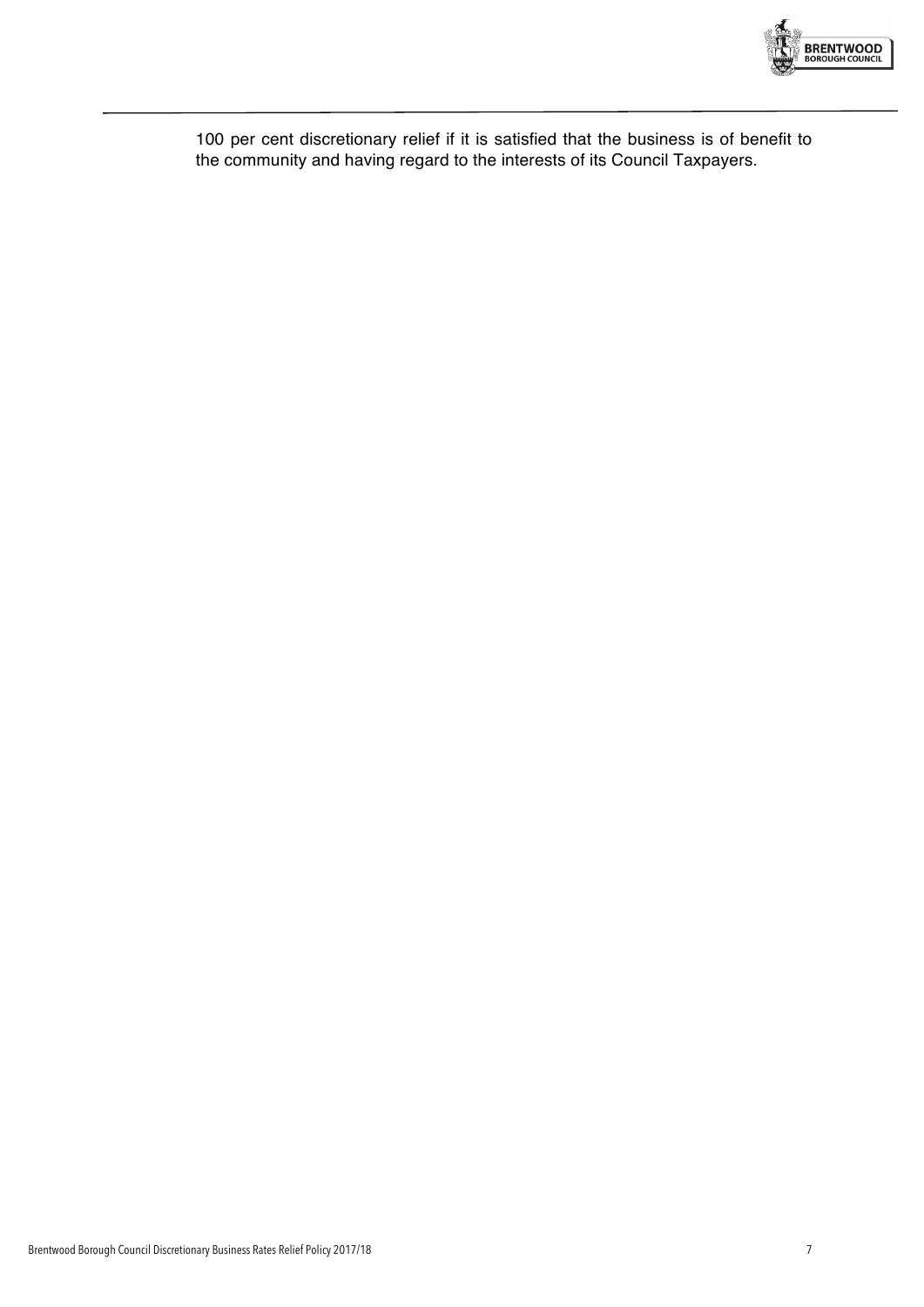100 per cent discretionary relief if it is satisfied that the business is of benefit to the community and having regard to the interests of its Council Taxpayers.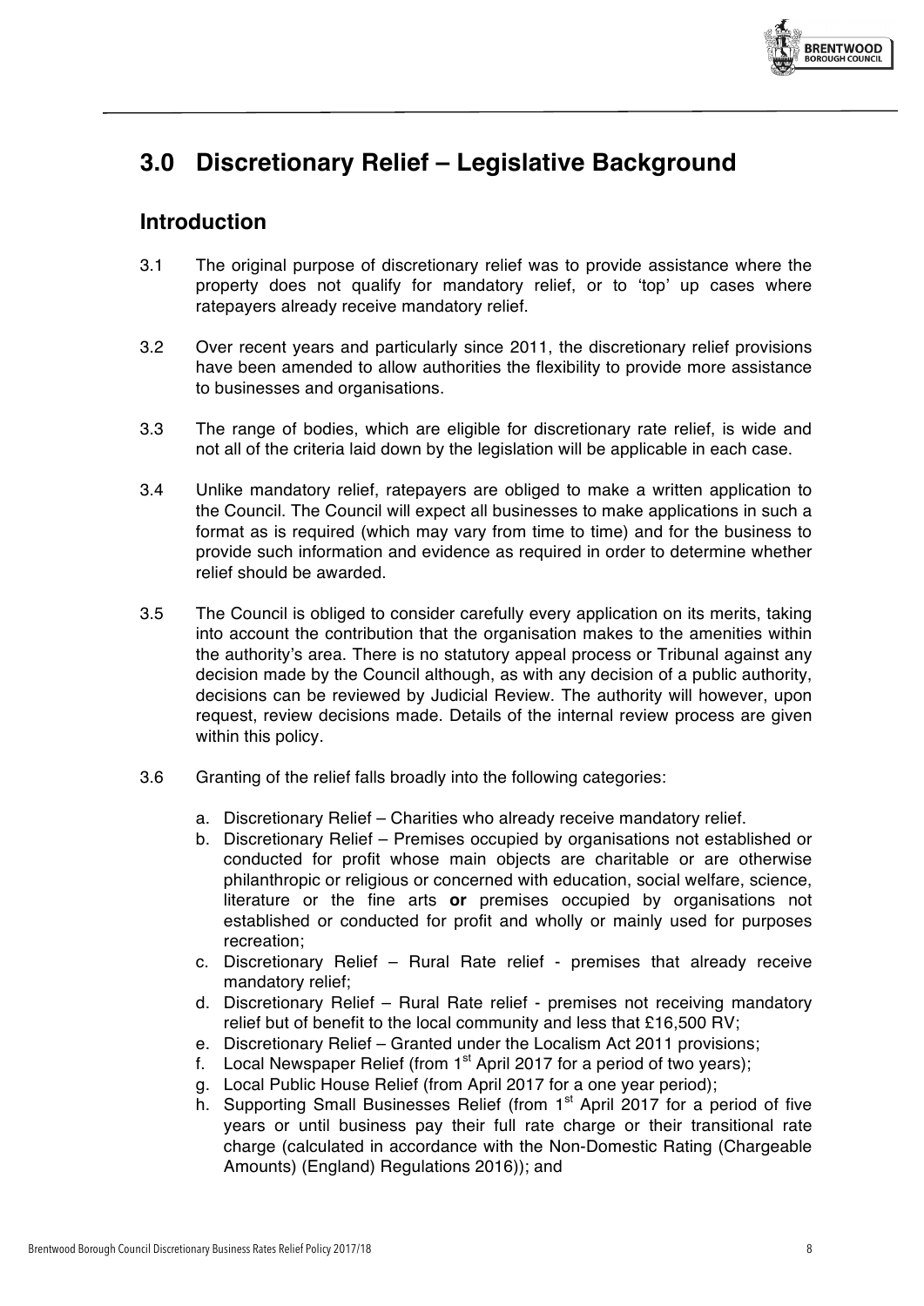## 3.0 Discretionary Relief – Legislative Background

### Introduction

3.1 The original purpose of discretionary relief was to provide assistance where the property does not qualify for mandatory relief, or to 'top' up cases where ratepayers already receive mandatory relief.

3.2 Over recent years and particularly since 2011, the discretionary relief provisions have been amended to allow authorities the flexibility to provide more assistance to businesses and organisations.

3.3 The range of bodies, which are eligible for discretionary rate relief, is wide and not all of the criteria laid down by the legislation will be applicable in each case.

3.4 Unlike mandatory relief, ratepayers are obliged to make a written application to the Council. The Council will expect all businesses to make applications in such a format as is required (which may vary from time to time) and for the business to provide such information and evidence as required in order to determine whether relief should be awarded.

3.5 The Council is obliged to consider carefully every application on its merits, taking into account the contribution that the organisation makes to the amenities within the authority's area. There is no statutory appeal process or Tribunal against any decision made by the Council although, as with any decision of a public authority, decisions can be reviewed by Judicial Review. The authority will however, upon request, review decisions made. Details of the internal review process are given within this policy.

3.6 Granting of the relief falls broadly into the following categories:

a. Discretionary Relief – Charities who already receive mandatory relief.
b. Discretionary Relief – Premises occupied by organisations not established or conducted for profit whose main objects are charitable or are otherwise philanthropic or religious or concerned with education, social welfare, science, literature or the fine arts **or** premises occupied by organisations not established or conducted for profit and wholly or mainly used for purposes recreation;
c. Discretionary Relief – Rural Rate relief - premises that already receive mandatory relief;
d. Discretionary Relief – Rural Rate relief - premises not receiving mandatory relief but of benefit to the local community and less that £16,500 RV;
e. Discretionary Relief – Granted under the Localism Act 2011 provisions;
f. Local Newspaper Relief (from 1st April 2017 for a period of two years);
g. Local Public House Relief (from April 2017 for a one year period);
h. Supporting Small Businesses Relief (from 1st April 2017 for a period of five years or until business pay their full rate charge or their transitional rate charge (calculated in accordance with the Non-Domestic Rating (Chargeable Amounts) (England) Regulations 2016)); and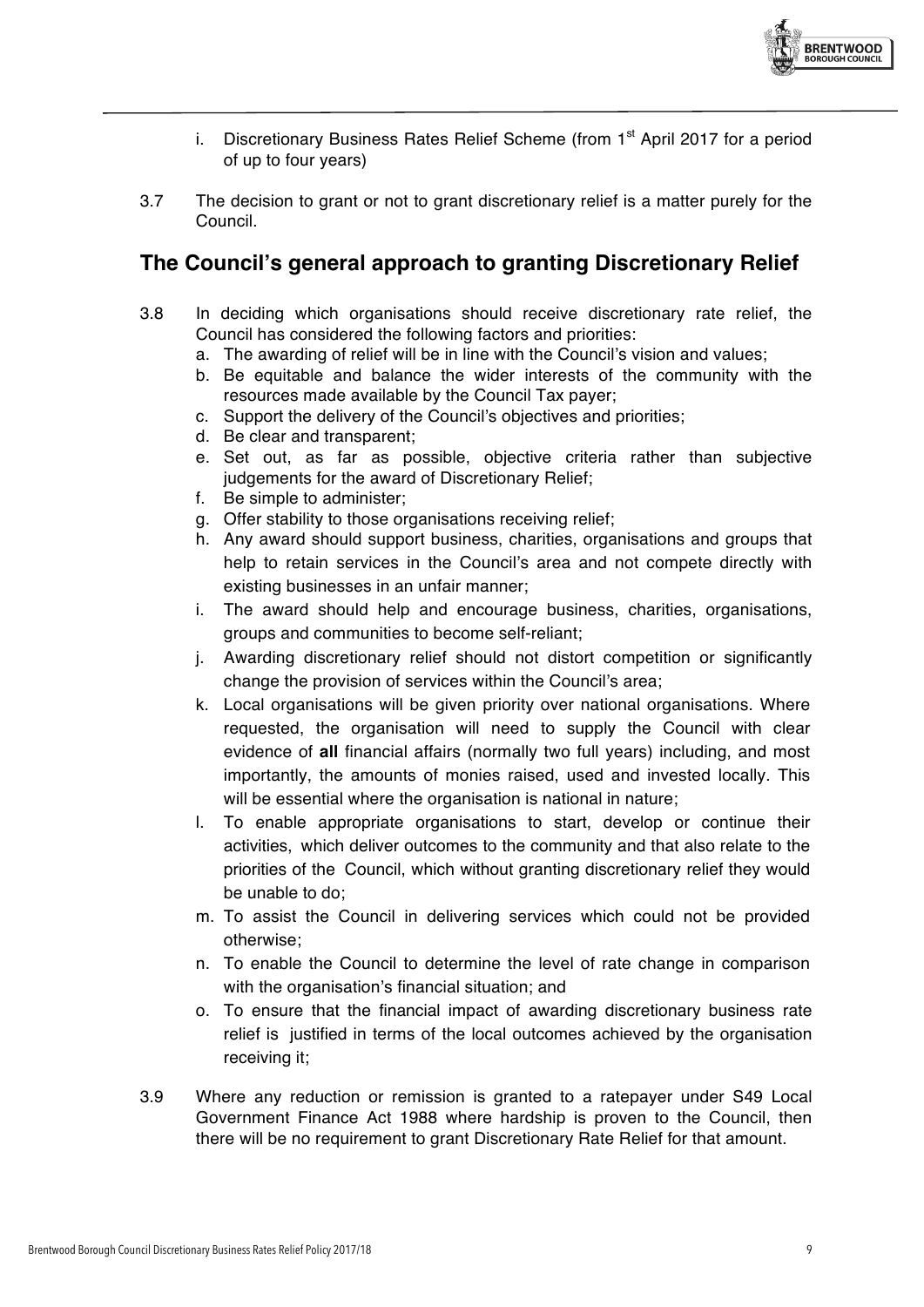i. Discretionary Business Rates Relief Scheme (from 1st April 2017 for a period of up to four years)

3.7 The decision to grant or not to grant discretionary relief is a matter purely for the Council.

## The Council's general approach to granting Discretionary Relief

3.8 In deciding which organisations should receive discretionary rate relief, the Council has considered the following factors and priorities:

a. The awarding of relief will be in line with the Council's vision and values;
b. Be equitable and balance the wider interests of the community with the resources made available by the Council Tax payer;
c. Support the delivery of the Council's objectives and priorities;
d. Be clear and transparent;
e. Set out, as far as possible, objective criteria rather than subjective judgements for the award of Discretionary Relief;
f. Be simple to administer;
g. Offer stability to those organisations receiving relief;
h. Any award should support business, charities, organisations and groups that help to retain services in the Council's area and not compete directly with existing businesses in an unfair manner;
i. The award should help and encourage business, charities, organisations, groups and communities to become self-reliant;
j. Awarding discretionary relief should not distort competition or significantly change the provision of services within the Council's area;
k. Local organisations will be given priority over national organisations. Where requested, the organisation will need to supply the Council with clear evidence of **all** financial affairs (normally two full years) including, and most importantly, the amounts of monies raised, used and invested locally. This will be essential where the organisation is national in nature;
l. To enable appropriate organisations to start, develop or continue their activities, which deliver outcomes to the community and that also relate to the priorities of the Council, which without granting discretionary relief they would be unable to do;
m. To assist the Council in delivering services which could not be provided otherwise;
n. To enable the Council to determine the level of rate change in comparison with the organisation's financial situation; and
o. To ensure that the financial impact of awarding discretionary business rate relief is justified in terms of the local outcomes achieved by the organisation receiving it;

3.9 Where any reduction or remission is granted to a ratepayer under S49 Local Government Finance Act 1988 where hardship is proven to the Council, then there will be no requirement to grant Discretionary Rate Relief for that amount.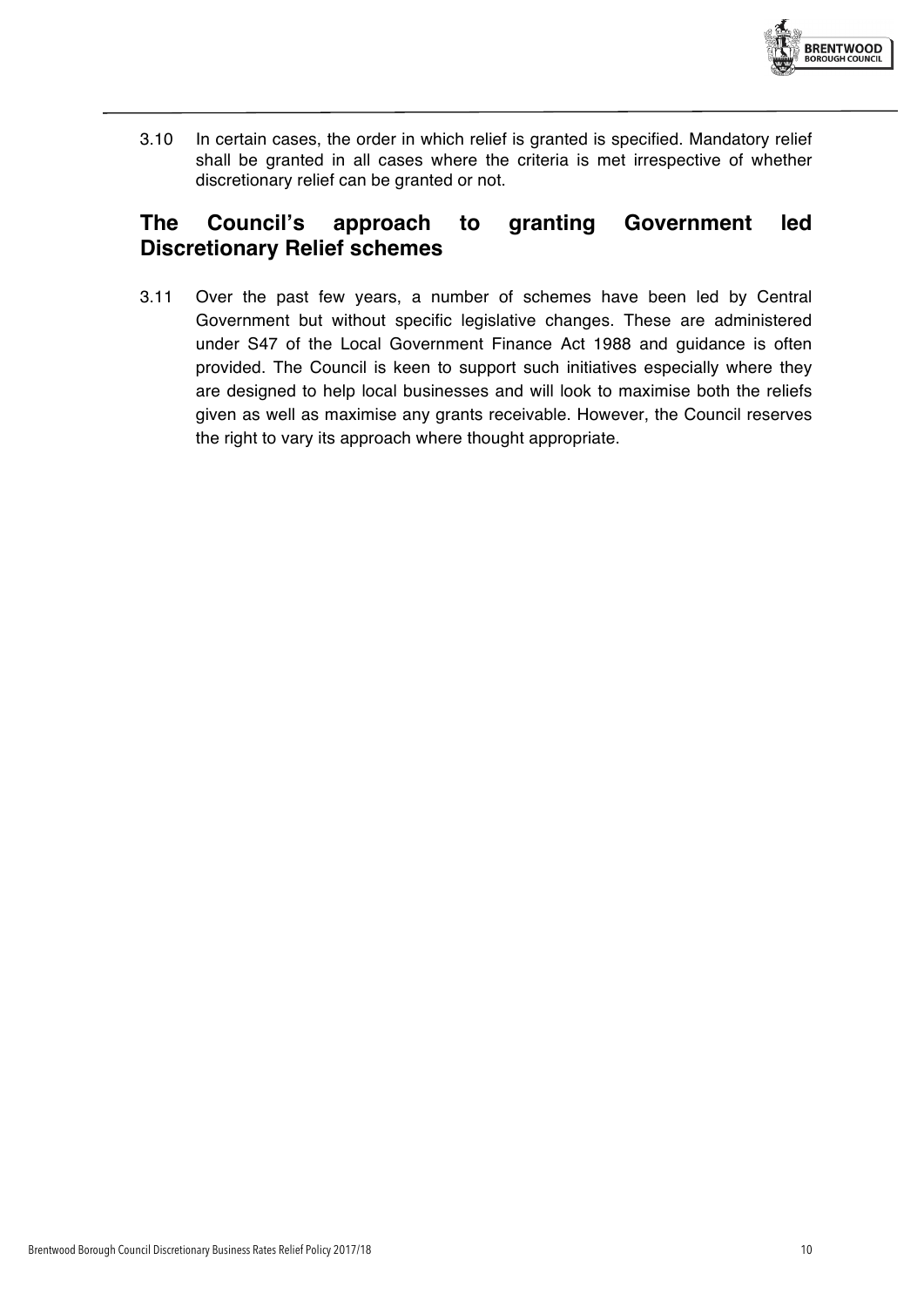3.10 In certain cases, the order in which relief is granted is specified. Mandatory relief shall be granted in all cases where the criteria is met irrespective of whether discretionary relief can be granted or not.

## The Council's approach to granting Government led Discretionary Relief schemes

3.11 Over the past few years, a number of schemes have been led by Central Government but without specific legislative changes. These are administered under S47 of the Local Government Finance Act 1988 and guidance is often provided. The Council is keen to support such initiatives especially where they are designed to help local businesses and will look to maximise both the reliefs given as well as maximise any grants receivable. However, the Council reserves the right to vary its approach where thought appropriate.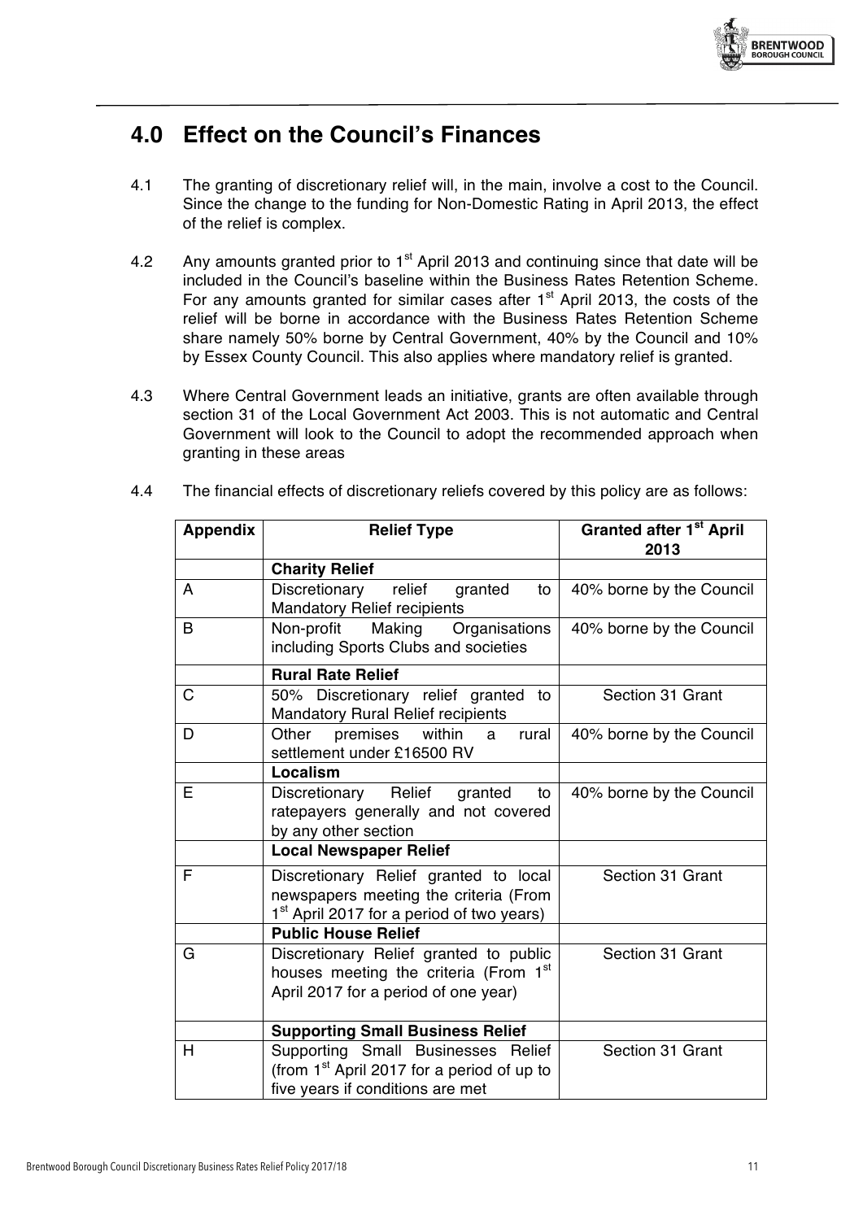## 4.0 Effect on the Council's Finances

4.1 The granting of discretionary relief will, in the main, involve a cost to the Council. Since the change to the funding for Non-Domestic Rating in April 2013, the effect of the relief is complex.

4.2 Any amounts granted prior to 1st April 2013 and continuing since that date will be included in the Council's baseline within the Business Rates Retention Scheme. For any amounts granted for similar cases after 1st April 2013, the costs of the relief will be borne in accordance with the Business Rates Retention Scheme share namely 50% borne by Central Government, 40% by the Council and 10% by Essex County Council. This also applies where mandatory relief is granted.

4.3 Where Central Government leads an initiative, grants are often available through section 31 of the Local Government Act 2003. This is not automatic and Central Government will look to the Council to adopt the recommended approach when granting in these areas

4.4 The financial effects of discretionary reliefs covered by this policy are as follows:

| Appendix | Relief Type | Granted after 1st April 2013 |
|---|---|---|
| | **Charity Relief** | |
| A | Discretionary relief granted to Mandatory Relief recipients | 40% borne by the Council |
| B | Non-profit Making Organisations including Sports Clubs and societies | 40% borne by the Council |
| | **Rural Rate Relief** | |
| C | 50% Discretionary relief granted to Mandatory Rural Relief recipients | Section 31 Grant |
| D | Other premises within a rural settlement under £16500 RV | 40% borne by the Council |
| | **Localism** | |
| E | Discretionary Relief granted to ratepayers generally and not covered by any other section | 40% borne by the Council |
| | **Local Newspaper Relief** | |
| F | Discretionary Relief granted to local newspapers meeting the criteria (From 1st April 2017 for a period of two years) | Section 31 Grant |
| | **Public House Relief** | |
| G | Discretionary Relief granted to public houses meeting the criteria (From 1st April 2017 for a period of one year) | Section 31 Grant |
| | **Supporting Small Business Relief** | |
| H | Supporting Small Businesses Relief (from 1st April 2017 for a period of up to five years if conditions are met | Section 31 Grant |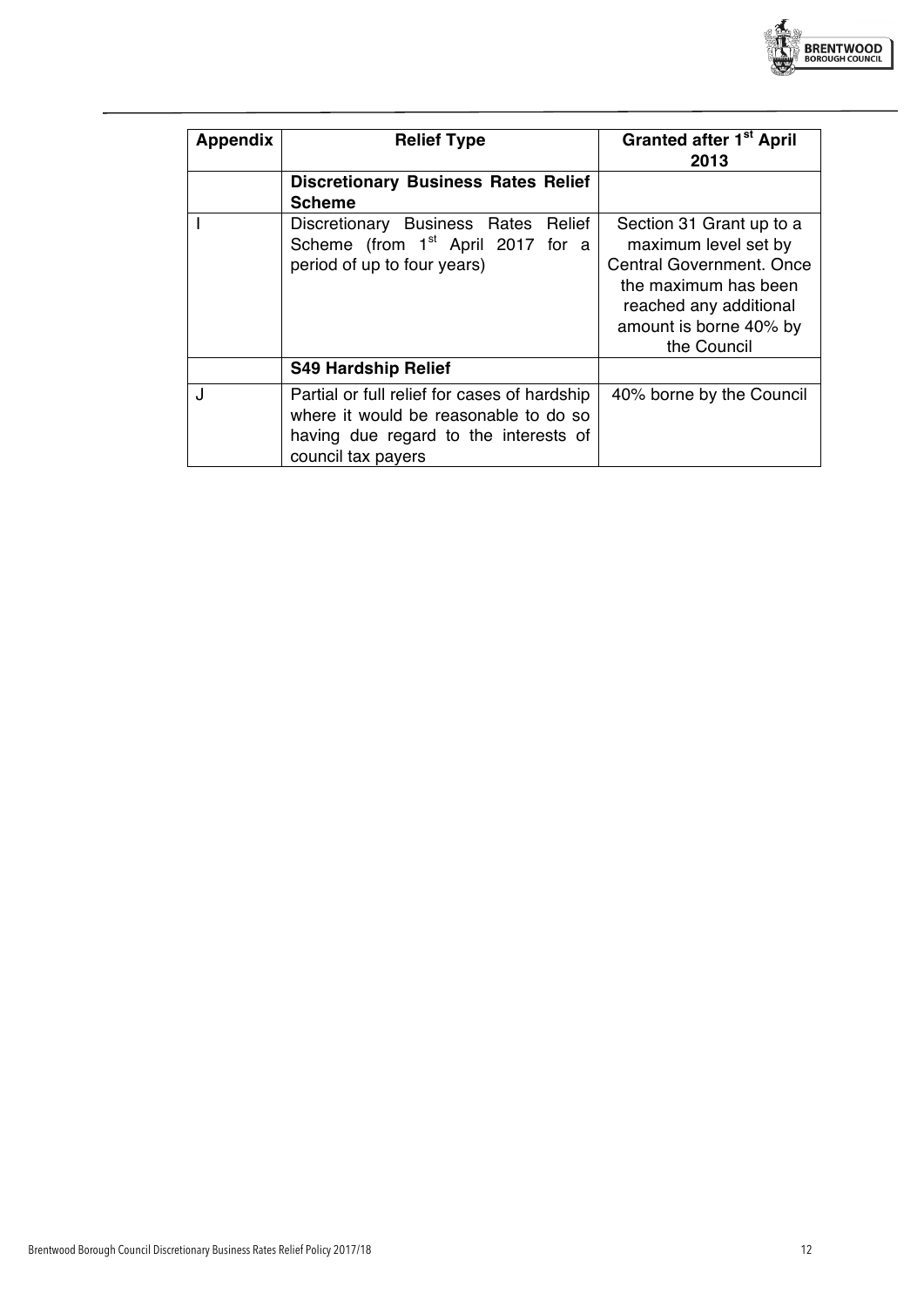| Appendix | Relief Type | Granted after 1st April 2013 |
| --- | --- | --- |
| | **Discretionary Business Rates Relief Scheme** | |
| I | Discretionary Business Rates Relief Scheme (from 1st April 2017 for a period of up to four years) | Section 31 Grant up to a maximum level set by Central Government. Once the maximum has been reached any additional amount is borne 40% by the Council |
| | **S49 Hardship Relief** | |
| J | Partial or full relief for cases of hardship where it would be reasonable to do so having due regard to the interests of council tax payers | 40% borne by the Council |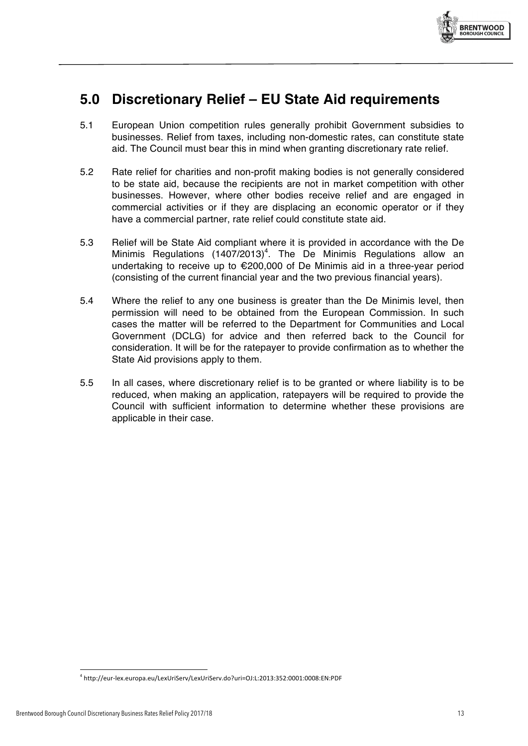## 5.0 Discretionary Relief – EU State Aid requirements

5.1 European Union competition rules generally prohibit Government subsidies to businesses. Relief from taxes, including non-domestic rates, can constitute state aid. The Council must bear this in mind when granting discretionary rate relief.

5.2 Rate relief for charities and non-profit making bodies is not generally considered to be state aid, because the recipients are not in market competition with other businesses. However, where other bodies receive relief and are engaged in commercial activities or if they are displacing an economic operator or if they have a commercial partner, rate relief could constitute state aid.

5.3 Relief will be State Aid compliant where it is provided in accordance with the De Minimis Regulations (1407/2013)[4]. The De Minimis Regulations allow an undertaking to receive up to €200,000 of De Minimis aid in a three-year period (consisting of the current financial year and the two previous financial years).

5.4 Where the relief to any one business is greater than the De Minimis level, then permission will need to be obtained from the European Commission. In such cases the matter will be referred to the Department for Communities and Local Government (DCLG) for advice and then referred back to the Council for consideration. It will be for the ratepayer to provide confirmation as to whether the State Aid provisions apply to them.

5.5 In all cases, where discretionary relief is to be granted or where liability is to be reduced, when making an application, ratepayers will be required to provide the Council with sufficient information to determine whether these provisions are applicable in their case.

[4] http://eur-lex.europa.eu/LexUriServ/LexUriServ.do?uri=OJ:L:2013:352:0001:0008:EN:PDF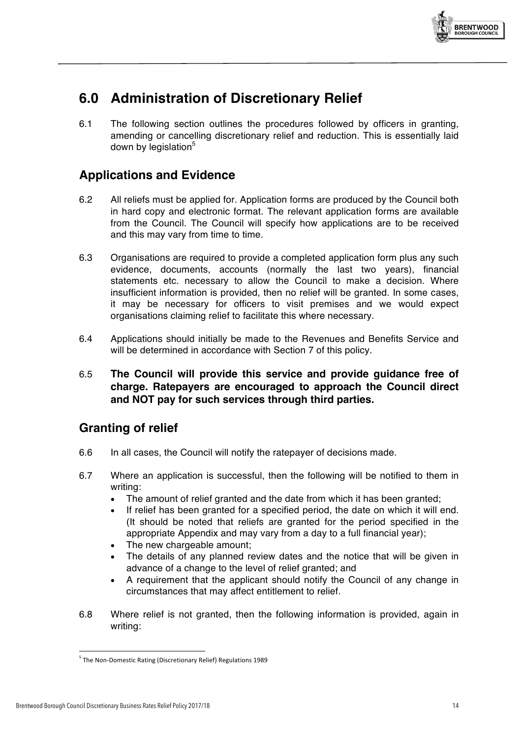# 6.0 Administration of Discretionary Relief

6.1 The following section outlines the procedures followed by officers in granting, amending or cancelling discretionary relief and reduction. This is essentially laid down by legislation[5]

## Applications and Evidence

6.2 All reliefs must be applied for. Application forms are produced by the Council both in hard copy and electronic format. The relevant application forms are available from the Council. The Council will specify how applications are to be received and this may vary from time to time.

6.3 Organisations are required to provide a completed application form plus any such evidence, documents, accounts (normally the last two years), financial statements etc. necessary to allow the Council to make a decision. Where insufficient information is provided, then no relief will be granted. In some cases, it may be necessary for officers to visit premises and we would expect organisations claiming relief to facilitate this where necessary.

6.4 Applications should initially be made to the Revenues and Benefits Service and will be determined in accordance with Section 7 of this policy.

6.5 **The Council will provide this service and provide guidance free of charge. Ratepayers are encouraged to approach the Council direct and NOT pay for such services through third parties.**

## Granting of relief

6.6 In all cases, the Council will notify the ratepayer of decisions made.

6.7 Where an application is successful, then the following will be notified to them in writing:

- The amount of relief granted and the date from which it has been granted;
- If relief has been granted for a specified period, the date on which it will end. (It should be noted that reliefs are granted for the period specified in the appropriate Appendix and may vary from a day to a full financial year);
- The new chargeable amount;
- The details of any planned review dates and the notice that will be given in advance of a change to the level of relief granted; and
- A requirement that the applicant should notify the Council of any change in circumstances that may affect entitlement to relief.

6.8 Where relief is not granted, then the following information is provided, again in writing:

[5] The Non-Domestic Rating (Discretionary Relief) Regulations 1989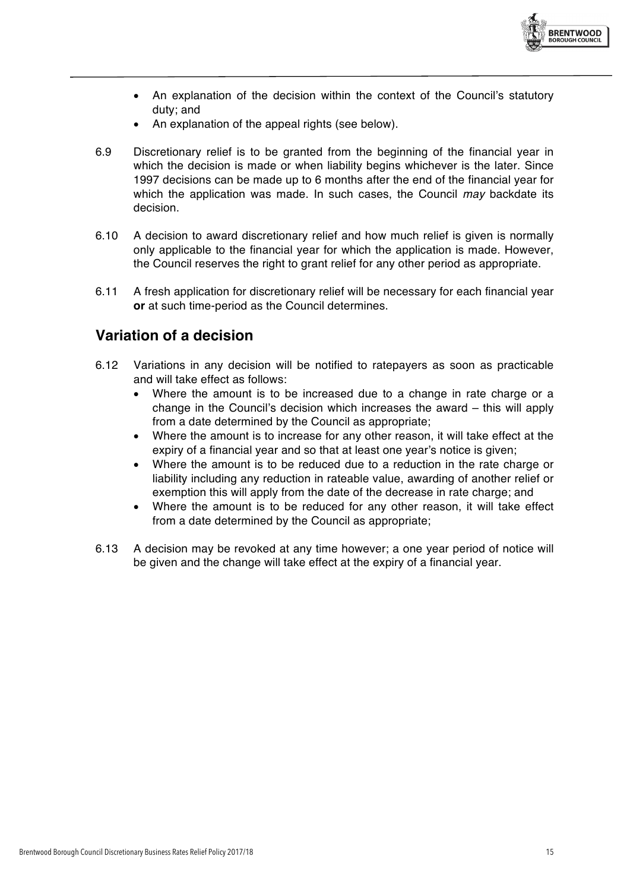- An explanation of the decision within the context of the Council's statutory duty; and
- An explanation of the appeal rights (see below).

6.9 Discretionary relief is to be granted from the beginning of the financial year in which the decision is made or when liability begins whichever is the later. Since 1997 decisions can be made up to 6 months after the end of the financial year for which the application was made. In such cases, the Council *may* backdate its decision.

6.10 A decision to award discretionary relief and how much relief is given is normally only applicable to the financial year for which the application is made. However, the Council reserves the right to grant relief for any other period as appropriate.

6.11 A fresh application for discretionary relief will be necessary for each financial year **or** at such time-period as the Council determines.

## Variation of a decision

6.12 Variations in any decision will be notified to ratepayers as soon as practicable and will take effect as follows:

- Where the amount is to be increased due to a change in rate charge or a change in the Council's decision which increases the award – this will apply from a date determined by the Council as appropriate;
- Where the amount is to increase for any other reason, it will take effect at the expiry of a financial year and so that at least one year's notice is given;
- Where the amount is to be reduced due to a reduction in the rate charge or liability including any reduction in rateable value, awarding of another relief or exemption this will apply from the date of the decrease in rate charge; and
- Where the amount is to be reduced for any other reason, it will take effect from a date determined by the Council as appropriate;

6.13 A decision may be revoked at any time however; a one year period of notice will be given and the change will take effect at the expiry of a financial year.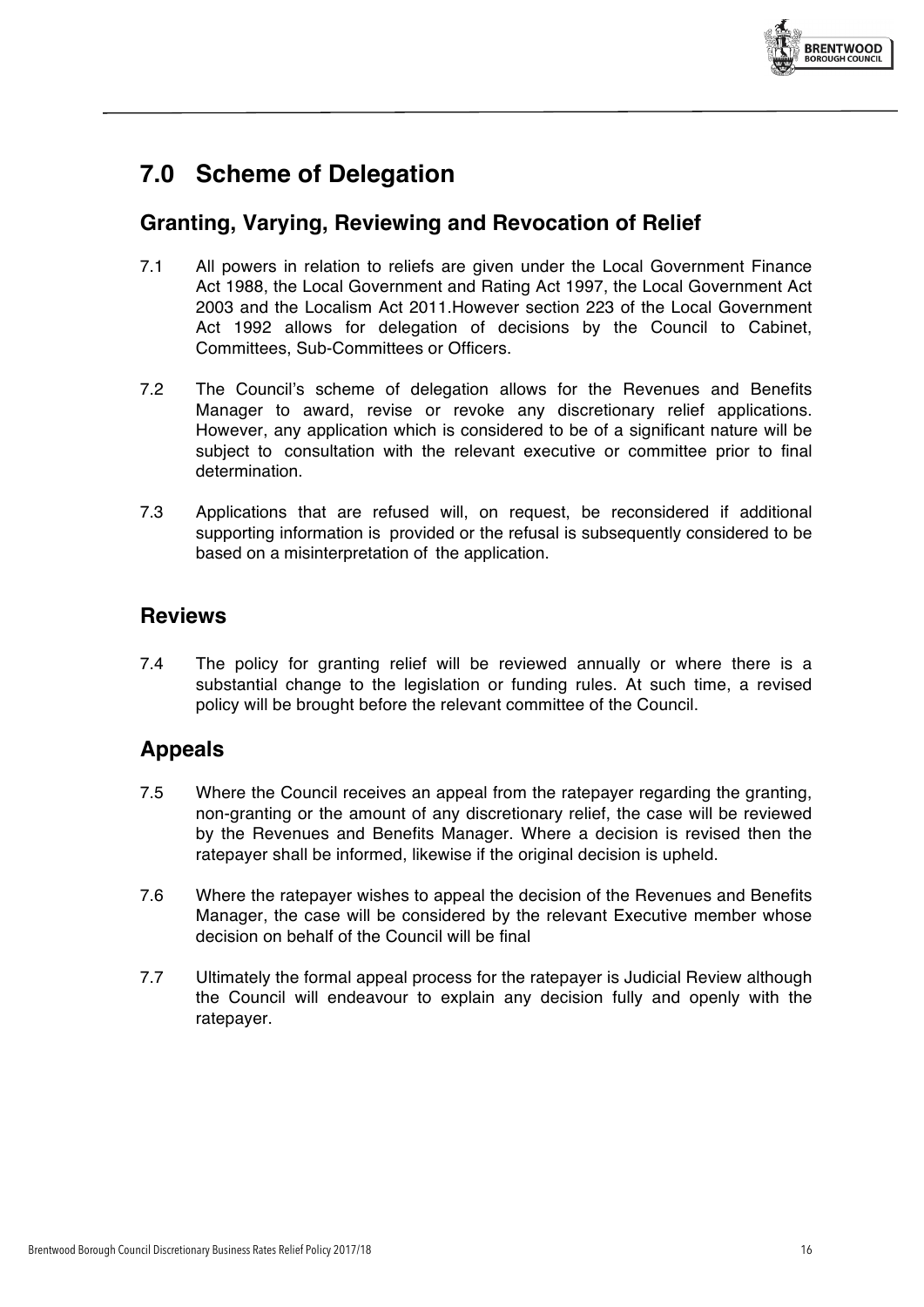# 7.0 Scheme of Delegation

## Granting, Varying, Reviewing and Revocation of Relief

7.1 All powers in relation to reliefs are given under the Local Government Finance Act 1988, the Local Government and Rating Act 1997, the Local Government Act 2003 and the Localism Act 2011.However section 223 of the Local Government Act 1992 allows for delegation of decisions by the Council to Cabinet, Committees, Sub-Committees or Officers.

7.2 The Council's scheme of delegation allows for the Revenues and Benefits Manager to award, revise or revoke any discretionary relief applications. However, any application which is considered to be of a significant nature will be subject to consultation with the relevant executive or committee prior to final determination.

7.3 Applications that are refused will, on request, be reconsidered if additional supporting information is provided or the refusal is subsequently considered to be based on a misinterpretation of the application.

## Reviews

7.4 The policy for granting relief will be reviewed annually or where there is a substantial change to the legislation or funding rules. At such time, a revised policy will be brought before the relevant committee of the Council.

## Appeals

7.5 Where the Council receives an appeal from the ratepayer regarding the granting, non-granting or the amount of any discretionary relief, the case will be reviewed by the Revenues and Benefits Manager. Where a decision is revised then the ratepayer shall be informed, likewise if the original decision is upheld.

7.6 Where the ratepayer wishes to appeal the decision of the Revenues and Benefits Manager, the case will be considered by the relevant Executive member whose decision on behalf of the Council will be final

7.7 Ultimately the formal appeal process for the ratepayer is Judicial Review although the Council will endeavour to explain any decision fully and openly with the ratepayer.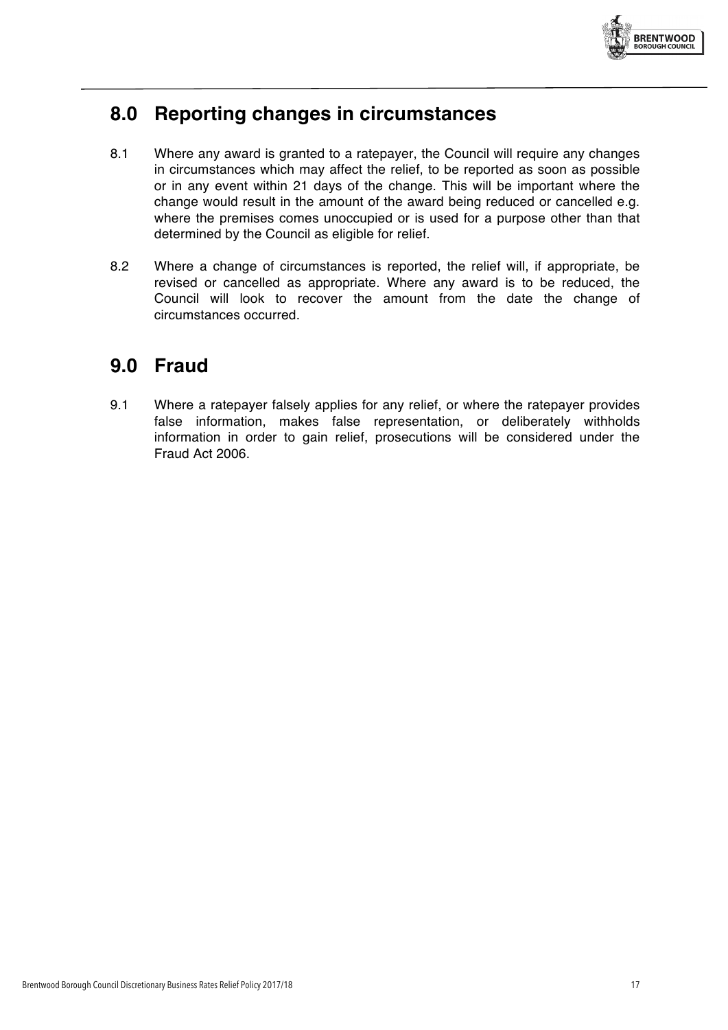## 8.0 Reporting changes in circumstances

8.1 Where any award is granted to a ratepayer, the Council will require any changes in circumstances which may affect the relief, to be reported as soon as possible or in any event within 21 days of the change. This will be important where the change would result in the amount of the award being reduced or cancelled e.g. where the premises comes unoccupied or is used for a purpose other than that determined by the Council as eligible for relief.

8.2 Where a change of circumstances is reported, the relief will, if appropriate, be revised or cancelled as appropriate. Where any award is to be reduced, the Council will look to recover the amount from the date the change of circumstances occurred.

## 9.0 Fraud

9.1 Where a ratepayer falsely applies for any relief, or where the ratepayer provides false information, makes false representation, or deliberately withholds information in order to gain relief, prosecutions will be considered under the Fraud Act 2006.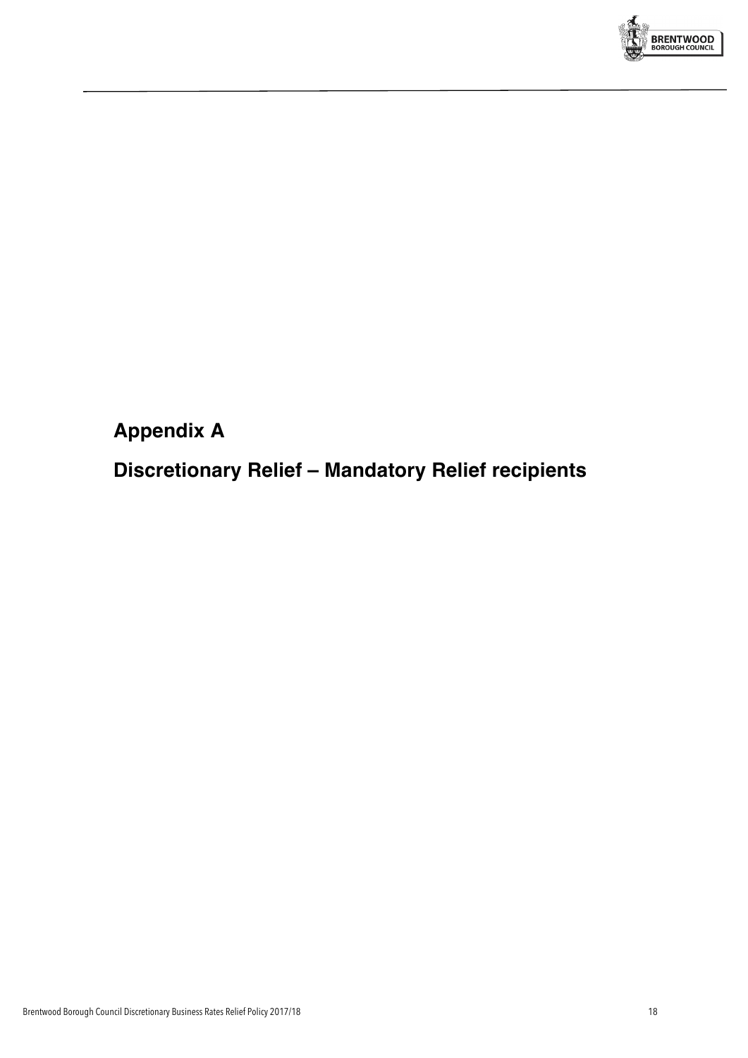## Appendix A

## Discretionary Relief – Mandatory Relief recipients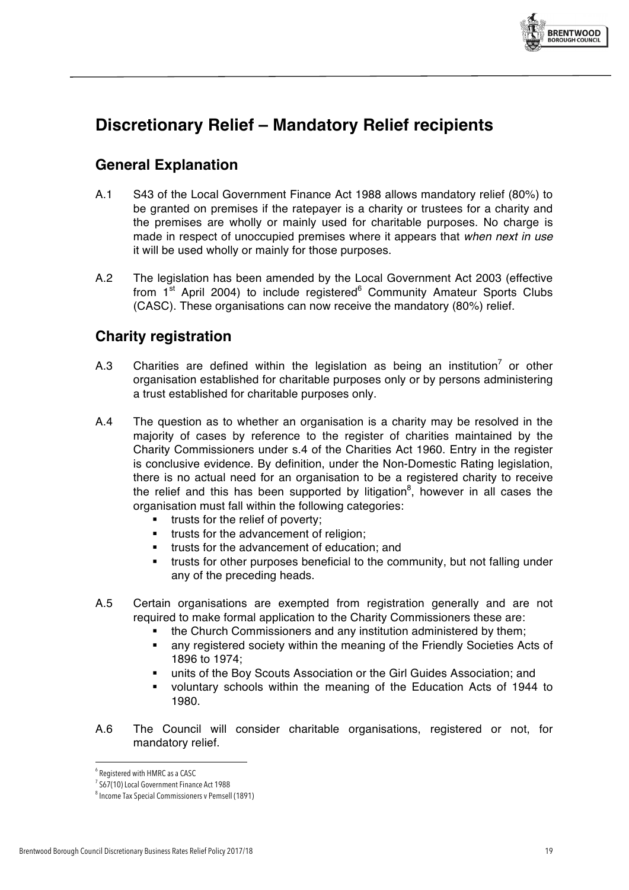# Discretionary Relief – Mandatory Relief recipients

## General Explanation

A.1 S43 of the Local Government Finance Act 1988 allows mandatory relief (80%) to be granted on premises if the ratepayer is a charity or trustees for a charity and the premises are wholly or mainly used for charitable purposes. No charge is made in respect of unoccupied premises where it appears that *when next in use* it will be used wholly or mainly for those purposes.

A.2 The legislation has been amended by the Local Government Act 2003 (effective from 1st April 2004) to include registered[6] Community Amateur Sports Clubs (CASC). These organisations can now receive the mandatory (80%) relief.

## Charity registration

A.3 Charities are defined within the legislation as being an institution[7] or other organisation established for charitable purposes only or by persons administering a trust established for charitable purposes only.

A.4 The question as to whether an organisation is a charity may be resolved in the majority of cases by reference to the register of charities maintained by the Charity Commissioners under s.4 of the Charities Act 1960. Entry in the register is conclusive evidence. By definition, under the Non-Domestic Rating legislation, there is no actual need for an organisation to be a registered charity to receive the relief and this has been supported by litigation[8], however in all cases the organisation must fall within the following categories:

- trusts for the relief of poverty;
- trusts for the advancement of religion;
- trusts for the advancement of education; and
- trusts for other purposes beneficial to the community, but not falling under any of the preceding heads.

A.5 Certain organisations are exempted from registration generally and are not required to make formal application to the Charity Commissioners these are:

- the Church Commissioners and any institution administered by them;
- any registered society within the meaning of the Friendly Societies Acts of 1896 to 1974;
- units of the Boy Scouts Association or the Girl Guides Association; and
- voluntary schools within the meaning of the Education Acts of 1944 to 1980.

A.6 The Council will consider charitable organisations, registered or not, for mandatory relief.

---

[6] Registered with HMRC as a CASC

[7] S67(10) Local Government Finance Act 1988

[8] Income Tax Special Commissioners v Pemsell (1891)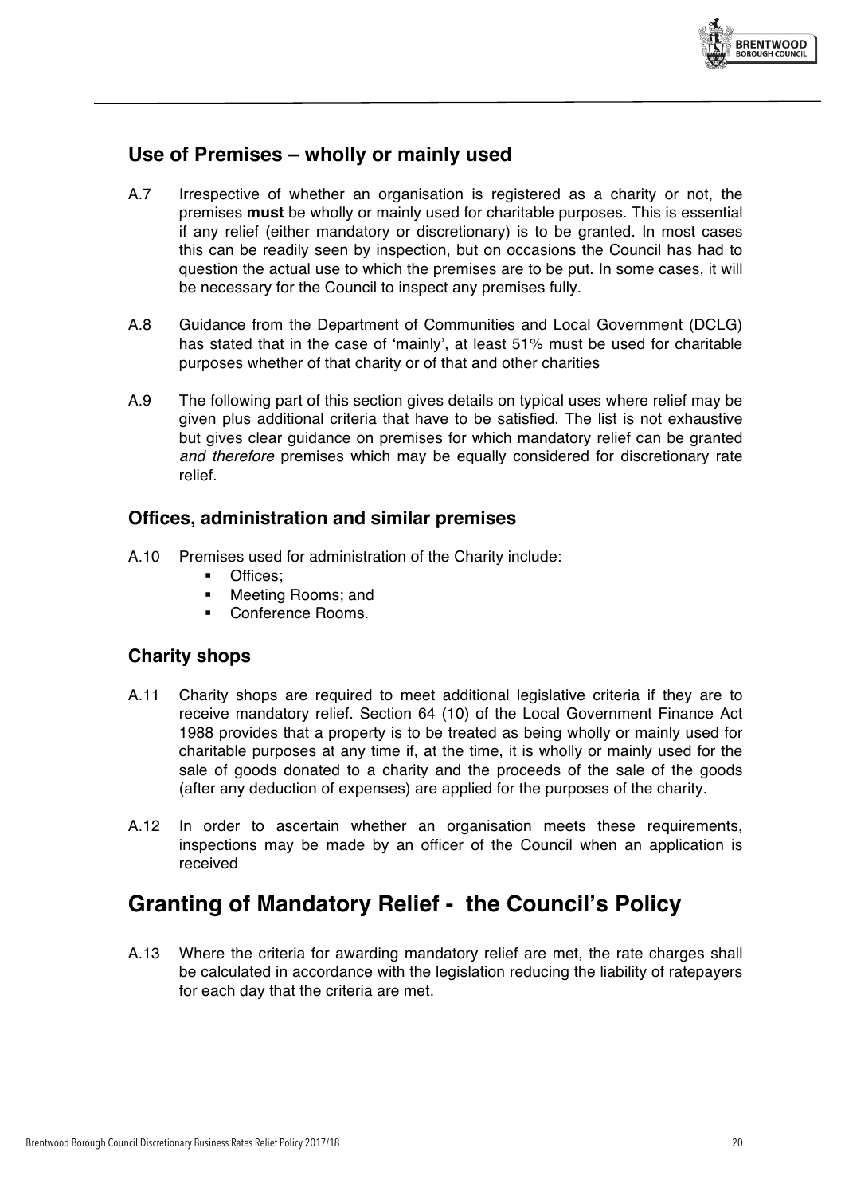## Use of Premises – wholly or mainly used

A.7 Irrespective of whether an organisation is registered as a charity or not, the premises **must** be wholly or mainly used for charitable purposes. This is essential if any relief (either mandatory or discretionary) is to be granted. In most cases this can be readily seen by inspection, but on occasions the Council has had to question the actual use to which the premises are to be put. In some cases, it will be necessary for the Council to inspect any premises fully.

A.8 Guidance from the Department of Communities and Local Government (DCLG) has stated that in the case of 'mainly', at least 51% must be used for charitable purposes whether of that charity or of that and other charities

A.9 The following part of this section gives details on typical uses where relief may be given plus additional criteria that have to be satisfied. The list is not exhaustive but gives clear guidance on premises for which mandatory relief can be granted *and therefore* premises which may be equally considered for discretionary rate relief.

### Offices, administration and similar premises

A.10 Premises used for administration of the Charity include:

- Offices;
- Meeting Rooms; and
- Conference Rooms.

### Charity shops

A.11 Charity shops are required to meet additional legislative criteria if they are to receive mandatory relief. Section 64 (10) of the Local Government Finance Act 1988 provides that a property is to be treated as being wholly or mainly used for charitable purposes at any time if, at the time, it is wholly or mainly used for the sale of goods donated to a charity and the proceeds of the sale of the goods (after any deduction of expenses) are applied for the purposes of the charity.

A.12 In order to ascertain whether an organisation meets these requirements, inspections may be made by an officer of the Council when an application is received

# Granting of Mandatory Relief - the Council's Policy

A.13 Where the criteria for awarding mandatory relief are met, the rate charges shall be calculated in accordance with the legislation reducing the liability of ratepayers for each day that the criteria are met.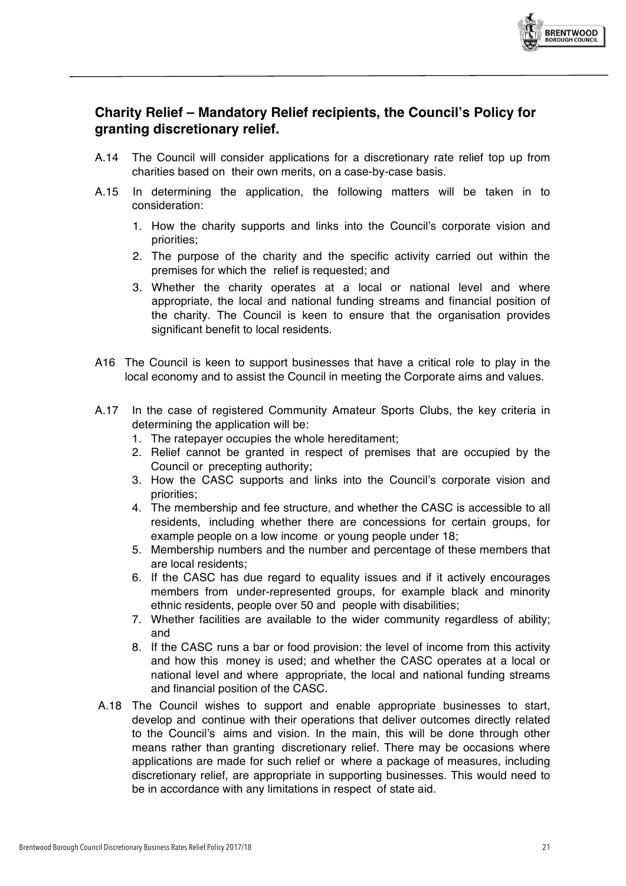## Charity Relief – Mandatory Relief recipients, the Council's Policy for granting discretionary relief.

A.14 The Council will consider applications for a discretionary rate relief top up from charities based on their own merits, on a case-by-case basis.

A.15 In determining the application, the following matters will be taken in to consideration:

1. How the charity supports and links into the Council's corporate vision and priorities;
2. The purpose of the charity and the specific activity carried out within the premises for which the relief is requested; and
3. Whether the charity operates at a local or national level and where appropriate, the local and national funding streams and financial position of the charity. The Council is keen to ensure that the organisation provides significant benefit to local residents.

A16 The Council is keen to support businesses that have a critical role to play in the local economy and to assist the Council in meeting the Corporate aims and values.

A.17 In the case of registered Community Amateur Sports Clubs, the key criteria in determining the application will be:

1. The ratepayer occupies the whole hereditament;
2. Relief cannot be granted in respect of premises that are occupied by the Council or precepting authority;
3. How the CASC supports and links into the Council's corporate vision and priorities;
4. The membership and fee structure, and whether the CASC is accessible to all residents, including whether there are concessions for certain groups, for example people on a low income or young people under 18;
5. Membership numbers and the number and percentage of these members that are local residents;
6. If the CASC has due regard to equality issues and if it actively encourages members from under-represented groups, for example black and minority ethnic residents, people over 50 and people with disabilities;
7. Whether facilities are available to the wider community regardless of ability; and
8. If the CASC runs a bar or food provision: the level of income from this activity and how this money is used; and whether the CASC operates at a local or national level and where appropriate, the local and national funding streams and financial position of the CASC.

A.18 The Council wishes to support and enable appropriate businesses to start, develop and continue with their operations that deliver outcomes directly related to the Council's aims and vision. In the main, this will be done through other means rather than granting discretionary relief. There may be occasions where applications are made for such relief or where a package of measures, including discretionary relief, are appropriate in supporting businesses. This would need to be in accordance with any limitations in respect of state aid.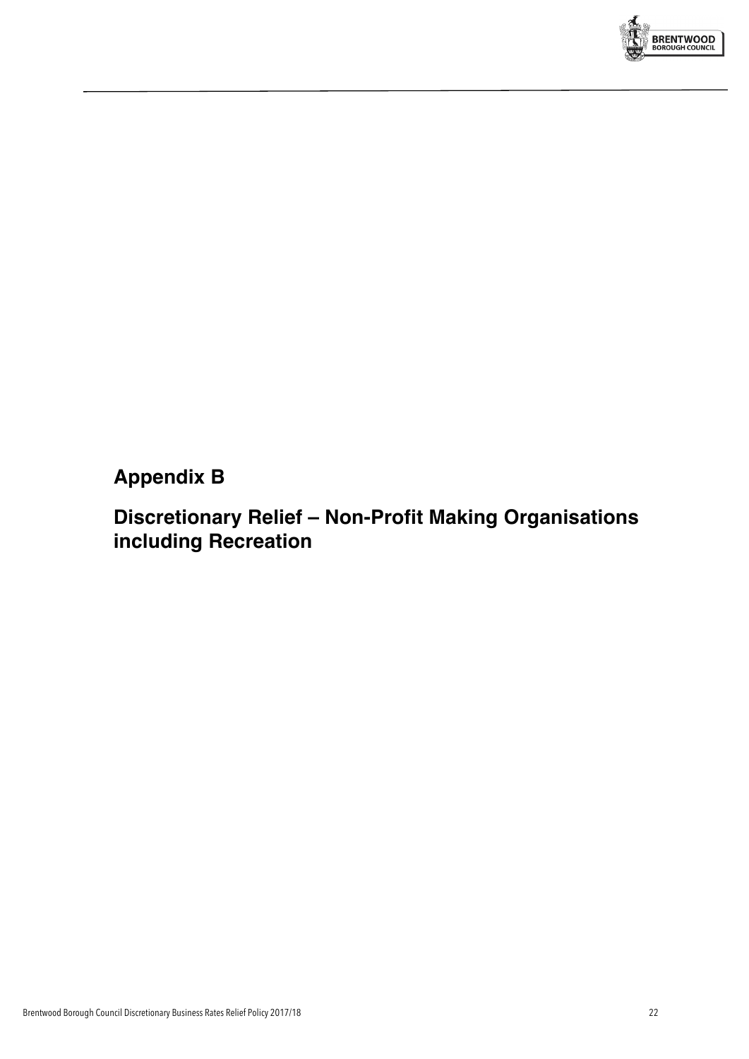## Appendix B

## Discretionary Relief – Non-Profit Making Organisations including Recreation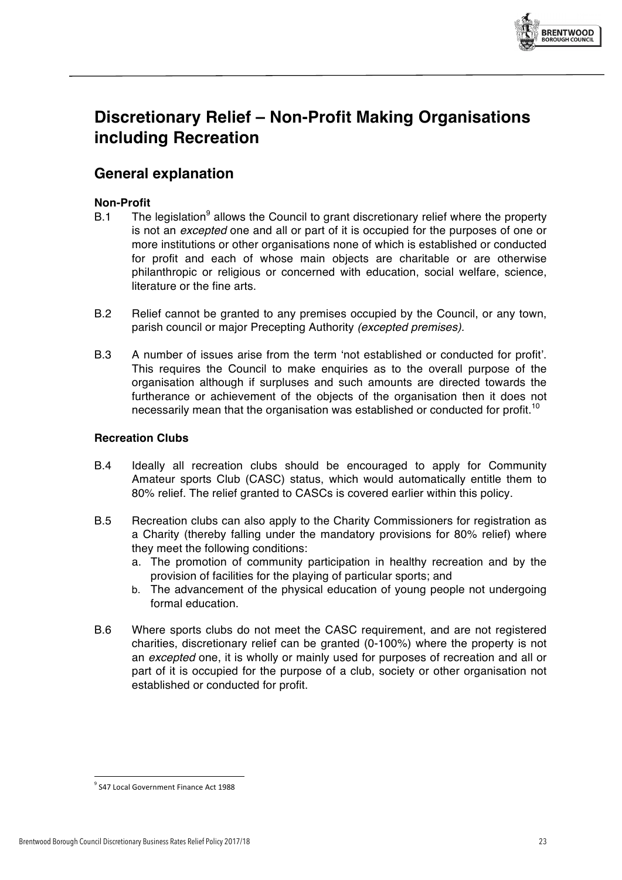# Discretionary Relief – Non-Profit Making Organisations including Recreation

## General explanation

### Non-Profit

B.1 The legislation[9] allows the Council to grant discretionary relief where the property is not an *excepted* one and all or part of it is occupied for the purposes of one or more institutions or other organisations none of which is established or conducted for profit and each of whose main objects are charitable or are otherwise philanthropic or religious or concerned with education, social welfare, science, literature or the fine arts.

B.2 Relief cannot be granted to any premises occupied by the Council, or any town, parish council or major Precepting Authority *(excepted premises)*.

B.3 A number of issues arise from the term 'not established or conducted for profit'. This requires the Council to make enquiries as to the overall purpose of the organisation although if surpluses and such amounts are directed towards the furtherance or achievement of the objects of the organisation then it does not necessarily mean that the organisation was established or conducted for profit.[10]

### Recreation Clubs

B.4 Ideally all recreation clubs should be encouraged to apply for Community Amateur sports Club (CASC) status, which would automatically entitle them to 80% relief. The relief granted to CASCs is covered earlier within this policy.

B.5 Recreation clubs can also apply to the Charity Commissioners for registration as a Charity (thereby falling under the mandatory provisions for 80% relief) where they meet the following conditions:

a. The promotion of community participation in healthy recreation and by the provision of facilities for the playing of particular sports; and
b. The advancement of the physical education of young people not undergoing formal education.

B.6 Where sports clubs do not meet the CASC requirement, and are not registered charities, discretionary relief can be granted (0-100%) where the property is not an *excepted* one, it is wholly or mainly used for purposes of recreation and all or part of it is occupied for the purpose of a club, society or other organisation not established or conducted for profit.

---

[9] S47 Local Government Finance Act 1988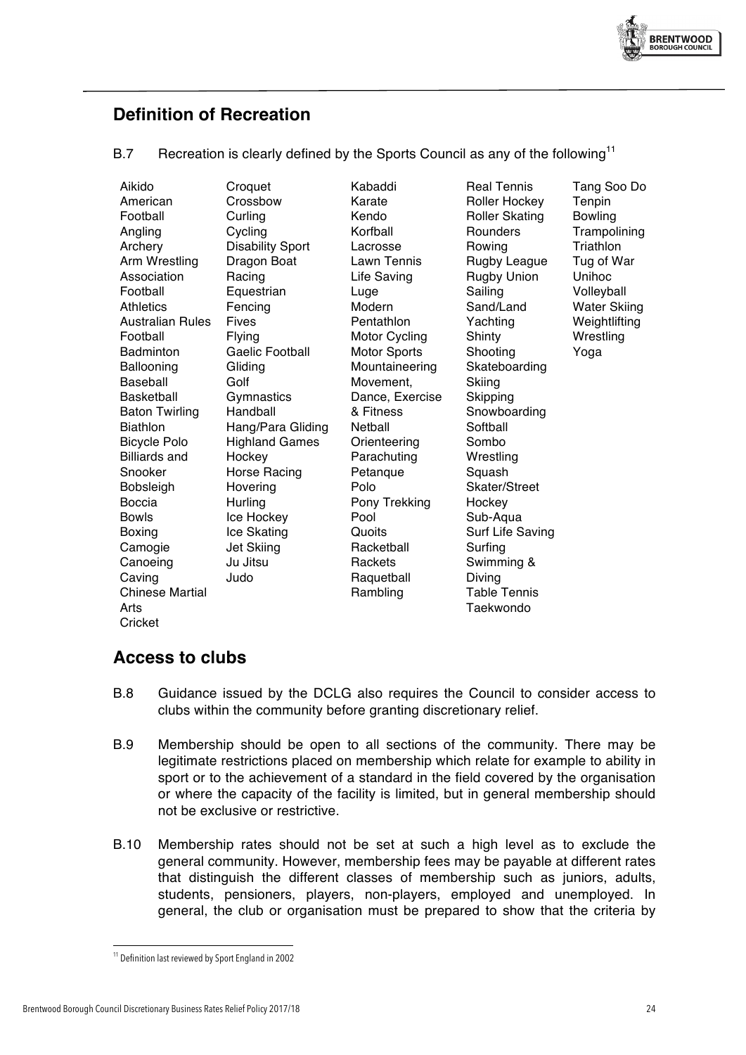## Definition of Recreation

B.7 Recreation is clearly defined by the Sports Council as any of the following[11]

Aikido
American Football
Angling
Archery
Arm Wrestling
Association Football
Athletics
Australian Rules Football
Badminton
Ballooning
Baseball
Basketball
Baton Twirling
Biathlon
Bicycle Polo
Billiards and Snooker
Bobsleigh
Boccia
Bowls
Boxing
Camogie
Canoeing
Caving
Chinese Martial Arts
Cricket
Croquet
Crossbow
Curling
Cycling
Disability Sport
Dragon Boat Racing
Equestrian
Fencing
Fives
Flying
Gaelic Football
Gliding
Golf
Gymnastics
Handball
Hang/Para Gliding
Highland Games
Hockey
Horse Racing
Hovering
Hurling
Ice Hockey
Ice Skating
Jet Skiing
Ju Jitsu
Judo
Kabaddi
Karate
Kendo
Korfball
Lacrosse
Lawn Tennis
Life Saving
Luge
Modern Pentathlon
Motor Cycling
Motor Sports
Mountaineering
Movement, Dance, Exercise & Fitness
Netball
Orienteering
Parachuting
Petanque
Polo
Pony Trekking
Pool
Quoits
Racketball
Rackets
Raquetball
Rambling
Real Tennis
Roller Hockey
Roller Skating
Rounders
Rowing
Rugby League
Rugby Union
Sailing
Sand/Land Yachting
Shinty
Shooting
Skateboarding
Skiing
Skipping
Snowboarding
Softball
Sombo
Wrestling
Squash
Skater/Street Hockey
Sub-Aqua
Surf Life Saving
Surfing
Swimming & Diving
Table Tennis
Taekwondo
Tang Soo Do
Tenpin Bowling
Trampolining
Triathlon
Tug of War
Unihoc
Volleyball
Water Skiing
Weightlifting
Wrestling
Yoga

## Access to clubs

B.8 Guidance issued by the DCLG also requires the Council to consider access to clubs within the community before granting discretionary relief.

B.9 Membership should be open to all sections of the community. There may be legitimate restrictions placed on membership which relate for example to ability in sport or to the achievement of a standard in the field covered by the organisation or where the capacity of the facility is limited, but in general membership should not be exclusive or restrictive.

B.10 Membership rates should not be set at such a high level as to exclude the general community. However, membership fees may be payable at different rates that distinguish the different classes of membership such as juniors, adults, students, pensioners, players, non-players, employed and unemployed. In general, the club or organisation must be prepared to show that the criteria by

[11] Definition last reviewed by Sport England in 2002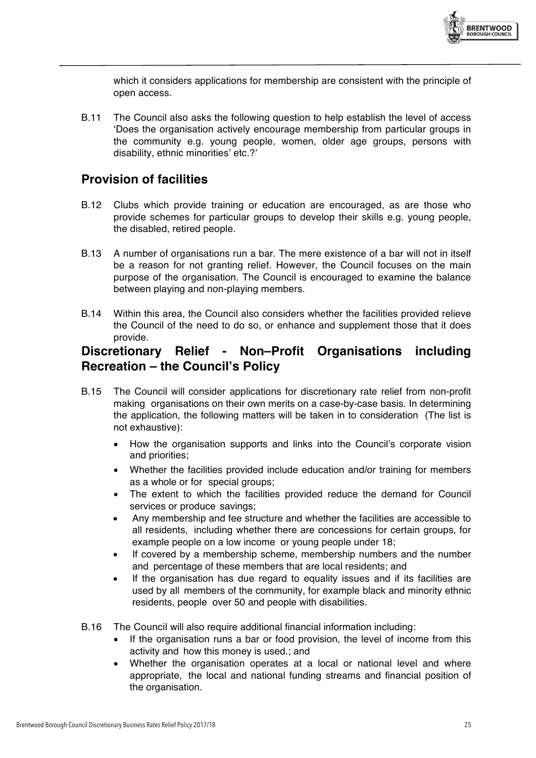which it considers applications for membership are consistent with the principle of open access.

B.11 The Council also asks the following question to help establish the level of access 'Does the organisation actively encourage membership from particular groups in the community e.g. young people, women, older age groups, persons with disability, ethnic minorities' etc.?'

## Provision of facilities

B.12 Clubs which provide training or education are encouraged, as are those who provide schemes for particular groups to develop their skills e.g. young people, the disabled, retired people.

B.13 A number of organisations run a bar. The mere existence of a bar will not in itself be a reason for not granting relief. However, the Council focuses on the main purpose of the organisation. The Council is encouraged to examine the balance between playing and non-playing members.

B.14 Within this area, the Council also considers whether the facilities provided relieve the Council of the need to do so, or enhance and supplement those that it does provide.

## Discretionary Relief - Non–Profit Organisations including Recreation – the Council's Policy

B.15 The Council will consider applications for discretionary rate relief from non-profit making organisations on their own merits on a case-by-case basis. In determining the application, the following matters will be taken in to consideration (The list is not exhaustive):

- How the organisation supports and links into the Council's corporate vision and priorities;
- Whether the facilities provided include education and/or training for members as a whole or for special groups;
- The extent to which the facilities provided reduce the demand for Council services or produce savings;
- Any membership and fee structure and whether the facilities are accessible to all residents, including whether there are concessions for certain groups, for example people on a low income or young people under 18;
- If covered by a membership scheme, membership numbers and the number and percentage of these members that are local residents; and
- If the organisation has due regard to equality issues and if its facilities are used by all members of the community, for example black and minority ethnic residents, people over 50 and people with disabilities.

B.16 The Council will also require additional financial information including:

- If the organisation runs a bar or food provision, the level of income from this activity and how this money is used.; and
- Whether the organisation operates at a local or national level and where appropriate, the local and national funding streams and financial position of the organisation.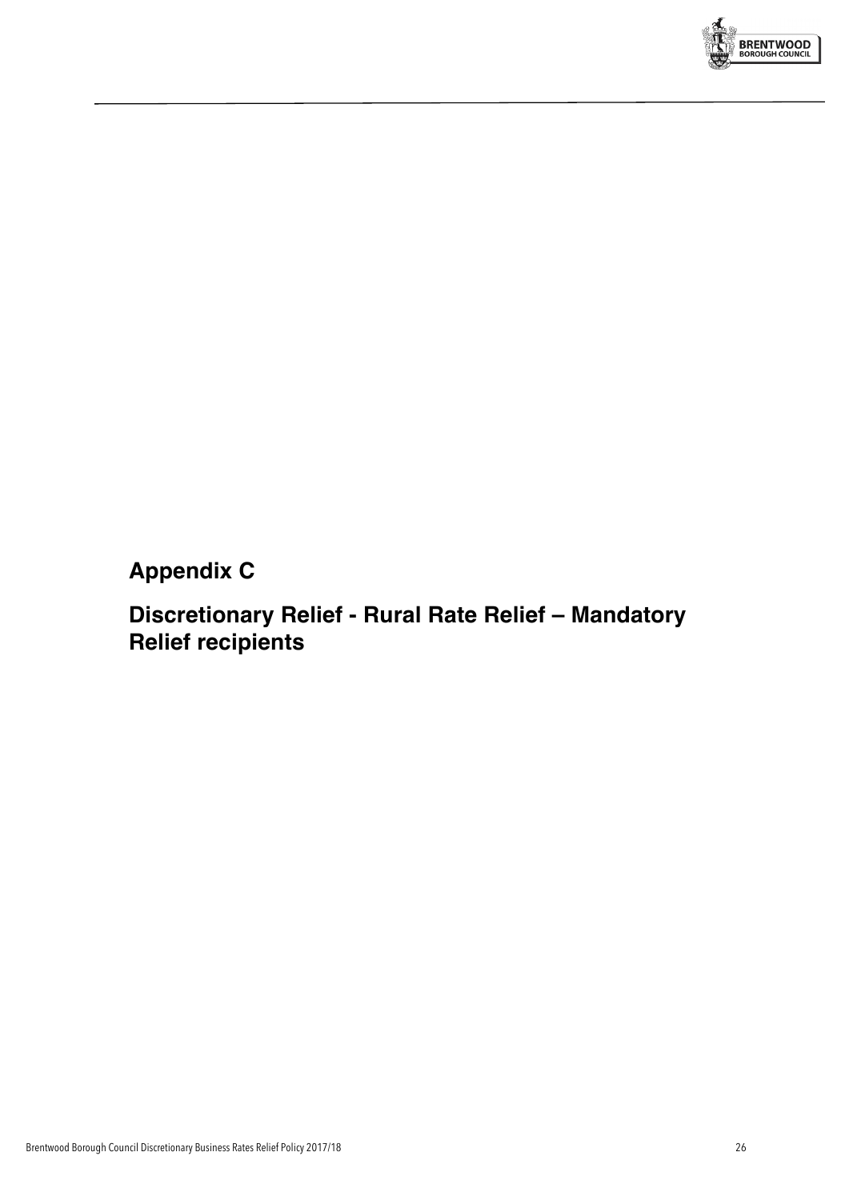## Appendix C

## Discretionary Relief - Rural Rate Relief – Mandatory Relief recipients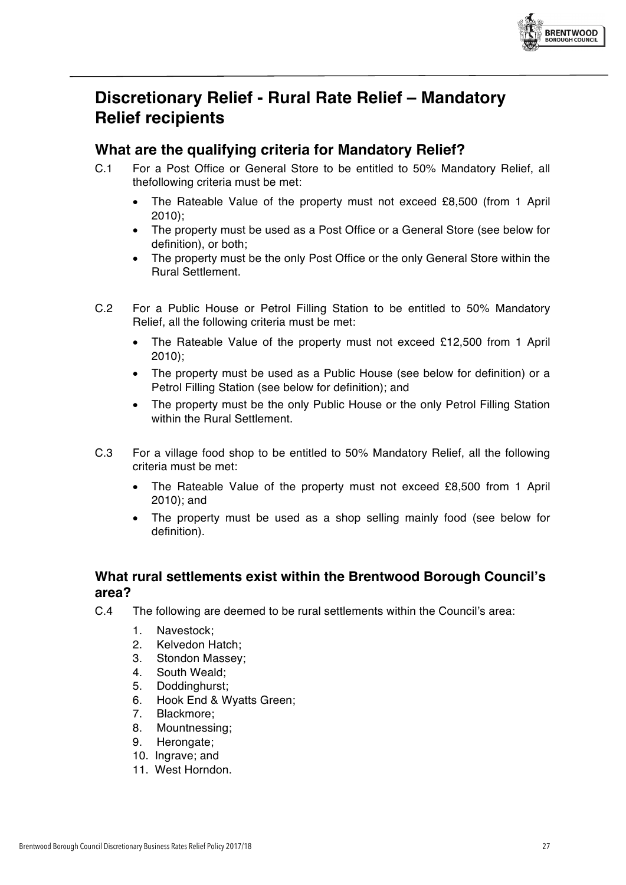# Discretionary Relief - Rural Rate Relief – Mandatory Relief recipients

## What are the qualifying criteria for Mandatory Relief?

C.1 For a Post Office or General Store to be entitled to 50% Mandatory Relief, all thefollowing criteria must be met:

- The Rateable Value of the property must not exceed £8,500 (from 1 April 2010);
- The property must be used as a Post Office or a General Store (see below for definition), or both;
- The property must be the only Post Office or the only General Store within the Rural Settlement.

C.2 For a Public House or Petrol Filling Station to be entitled to 50% Mandatory Relief, all the following criteria must be met:

- The Rateable Value of the property must not exceed £12,500 from 1 April 2010);
- The property must be used as a Public House (see below for definition) or a Petrol Filling Station (see below for definition); and
- The property must be the only Public House or the only Petrol Filling Station within the Rural Settlement.

C.3 For a village food shop to be entitled to 50% Mandatory Relief, all the following criteria must be met:

- The Rateable Value of the property must not exceed £8,500 from 1 April 2010); and
- The property must be used as a shop selling mainly food (see below for definition).

## What rural settlements exist within the Brentwood Borough Council's area?

C.4 The following are deemed to be rural settlements within the Council's area:

1. Navestock;
2. Kelvedon Hatch;
3. Stondon Massey;
4. South Weald;
5. Doddinghurst;
6. Hook End & Wyatts Green;
7. Blackmore;
8. Mountnessing;
9. Herongate;
10. Ingrave; and
11. West Horndon.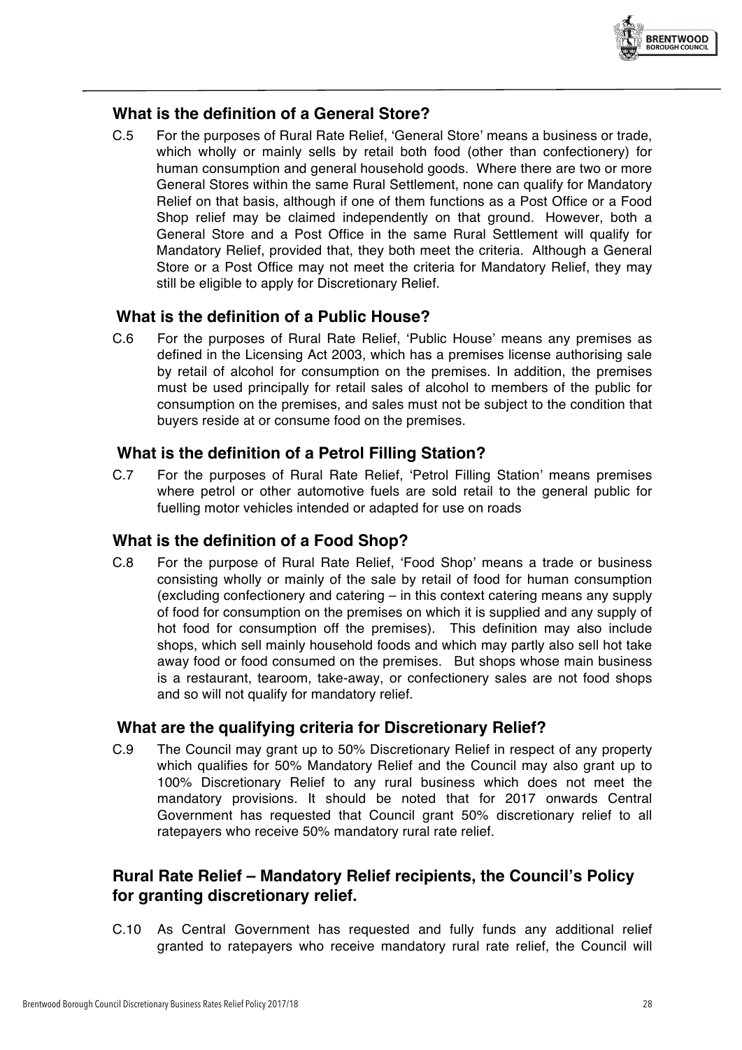## What is the definition of a General Store?

C.5 For the purposes of Rural Rate Relief, 'General Store' means a business or trade, which wholly or mainly sells by retail both food (other than confectionery) for human consumption and general household goods. Where there are two or more General Stores within the same Rural Settlement, none can qualify for Mandatory Relief on that basis, although if one of them functions as a Post Office or a Food Shop relief may be claimed independently on that ground. However, both a General Store and a Post Office in the same Rural Settlement will qualify for Mandatory Relief, provided that, they both meet the criteria. Although a General Store or a Post Office may not meet the criteria for Mandatory Relief, they may still be eligible to apply for Discretionary Relief.

## What is the definition of a Public House?

C.6 For the purposes of Rural Rate Relief, 'Public House' means any premises as defined in the Licensing Act 2003, which has a premises license authorising sale by retail of alcohol for consumption on the premises. In addition, the premises must be used principally for retail sales of alcohol to members of the public for consumption on the premises, and sales must not be subject to the condition that buyers reside at or consume food on the premises.

## What is the definition of a Petrol Filling Station?

C.7 For the purposes of Rural Rate Relief, 'Petrol Filling Station' means premises where petrol or other automotive fuels are sold retail to the general public for fuelling motor vehicles intended or adapted for use on roads

## What is the definition of a Food Shop?

C.8 For the purpose of Rural Rate Relief, 'Food Shop' means a trade or business consisting wholly or mainly of the sale by retail of food for human consumption (excluding confectionery and catering – in this context catering means any supply of food for consumption on the premises on which it is supplied and any supply of hot food for consumption off the premises). This definition may also include shops, which sell mainly household foods and which may partly also sell hot take away food or food consumed on the premises. But shops whose main business is a restaurant, tearoom, take-away, or confectionery sales are not food shops and so will not qualify for mandatory relief.

## What are the qualifying criteria for Discretionary Relief?

C.9 The Council may grant up to 50% Discretionary Relief in respect of any property which qualifies for 50% Mandatory Relief and the Council may also grant up to 100% Discretionary Relief to any rural business which does not meet the mandatory provisions. It should be noted that for 2017 onwards Central Government has requested that Council grant 50% discretionary relief to all ratepayers who receive 50% mandatory rural rate relief.

## Rural Rate Relief – Mandatory Relief recipients, the Council's Policy for granting discretionary relief.

C.10 As Central Government has requested and fully funds any additional relief granted to ratepayers who receive mandatory rural rate relief, the Council will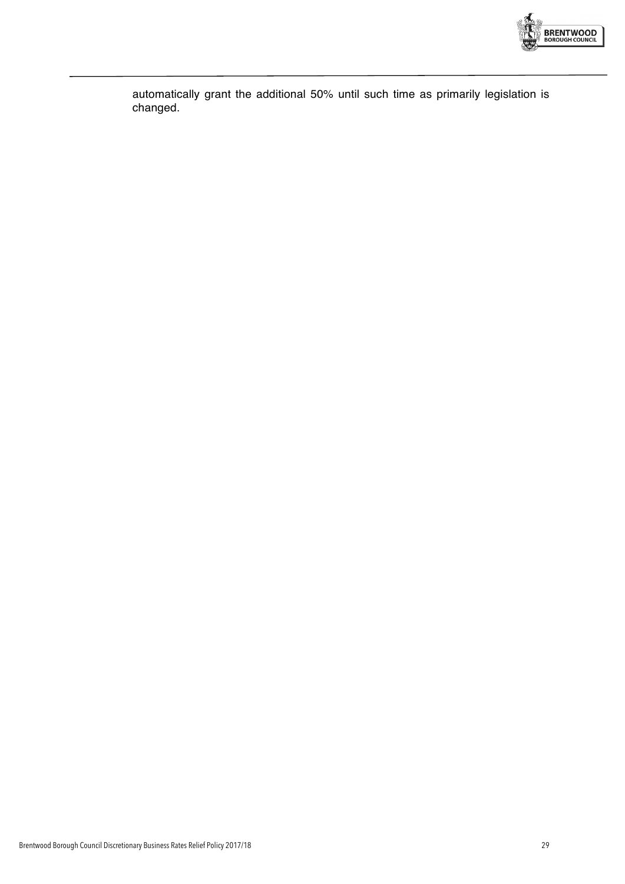automatically grant the additional 50% until such time as primarily legislation is changed.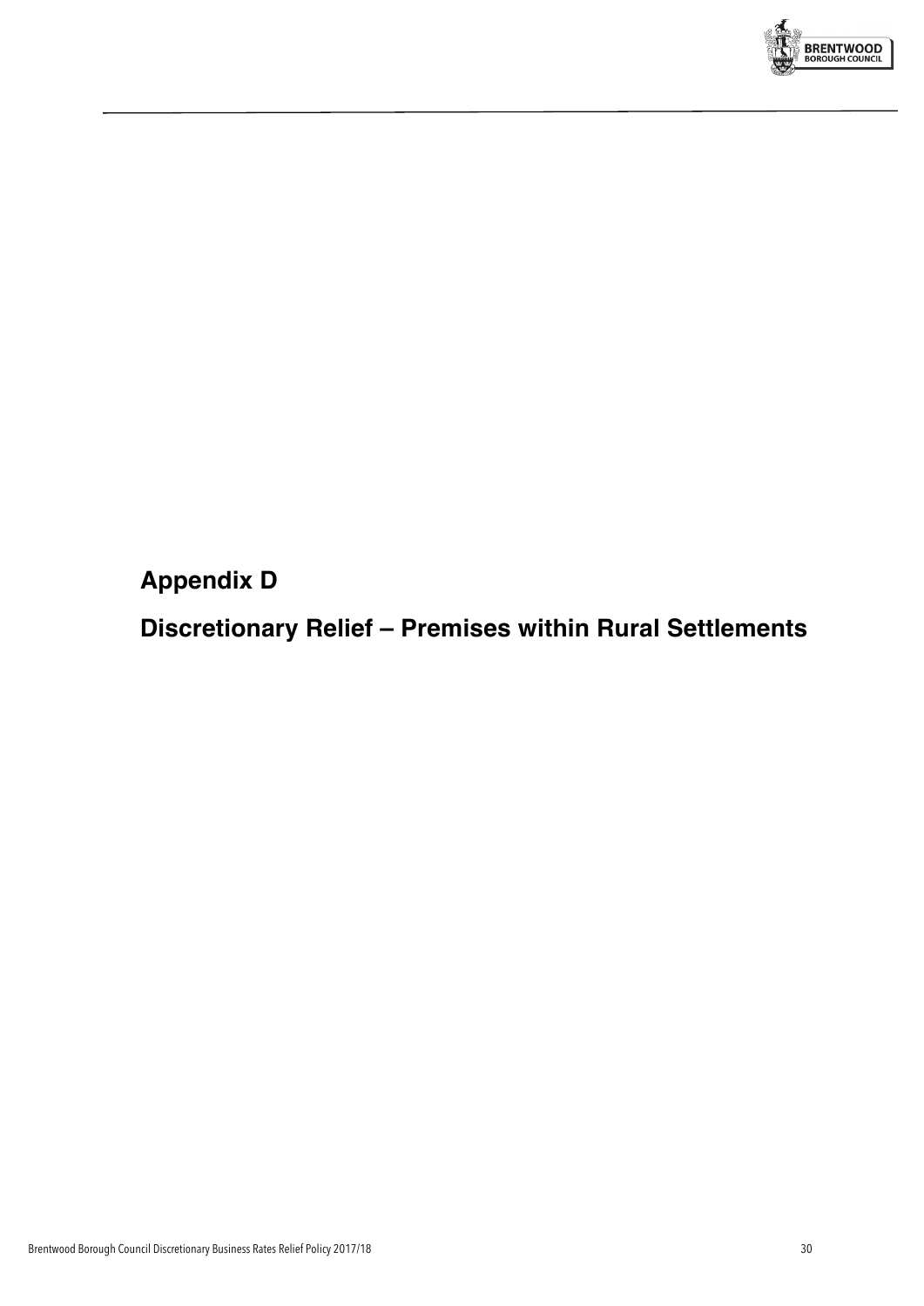# Appendix D

# Discretionary Relief – Premises within Rural Settlements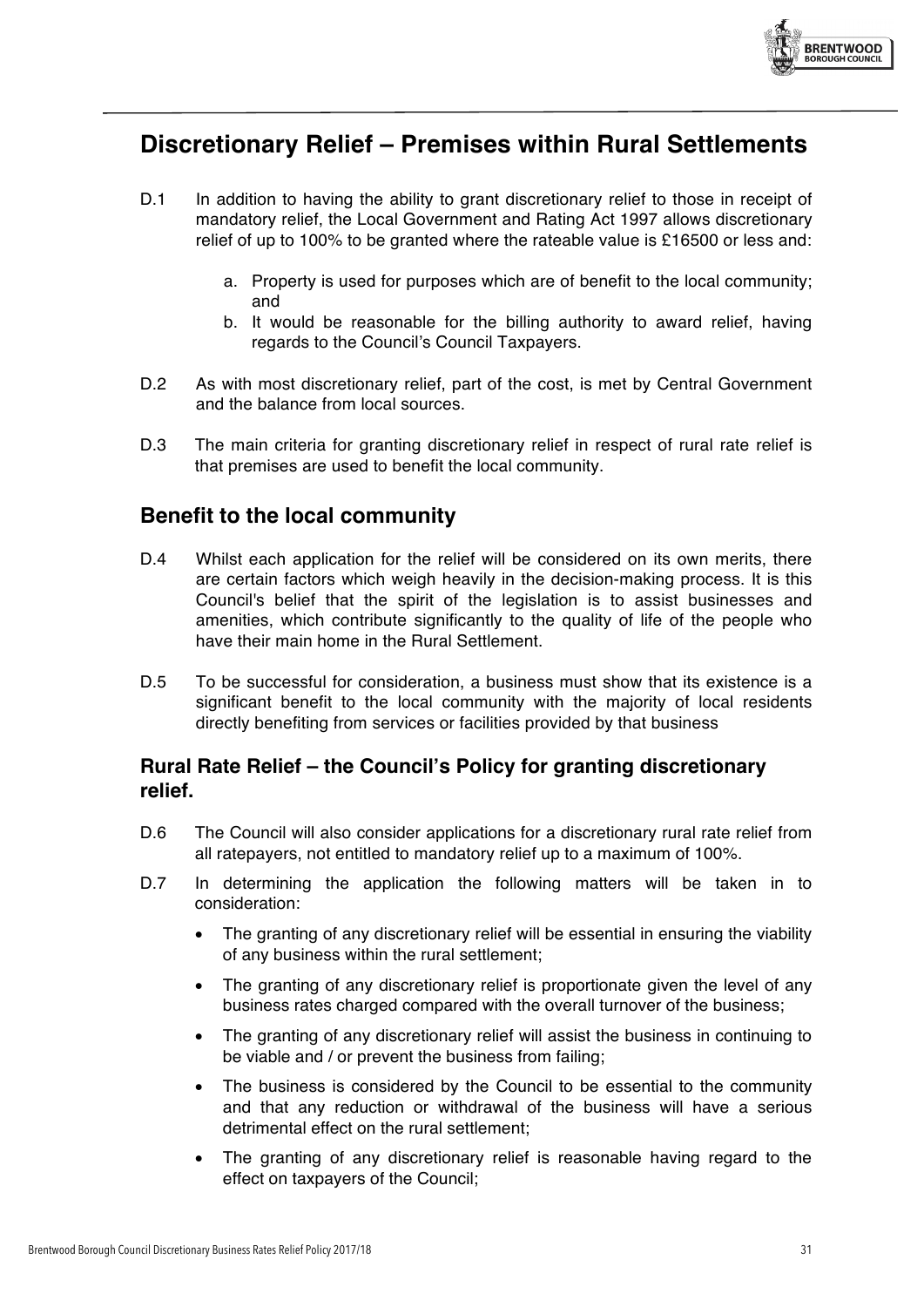## Discretionary Relief – Premises within Rural Settlements

D.1 In addition to having the ability to grant discretionary relief to those in receipt of mandatory relief, the Local Government and Rating Act 1997 allows discretionary relief of up to 100% to be granted where the rateable value is £16500 or less and:

   a. Property is used for purposes which are of benefit to the local community; and
   b. It would be reasonable for the billing authority to award relief, having regards to the Council's Council Taxpayers.

D.2 As with most discretionary relief, part of the cost, is met by Central Government and the balance from local sources.

D.3 The main criteria for granting discretionary relief in respect of rural rate relief is that premises are used to benefit the local community.

### Benefit to the local community

D.4 Whilst each application for the relief will be considered on its own merits, there are certain factors which weigh heavily in the decision-making process. It is this Council's belief that the spirit of the legislation is to assist businesses and amenities, which contribute significantly to the quality of life of the people who have their main home in the Rural Settlement.

D.5 To be successful for consideration, a business must show that its existence is a significant benefit to the local community with the majority of local residents directly benefiting from services or facilities provided by that business

### Rural Rate Relief – the Council's Policy for granting discretionary relief.

D.6 The Council will also consider applications for a discretionary rural rate relief from all ratepayers, not entitled to mandatory relief up to a maximum of 100%.

D.7 In determining the application the following matters will be taken in to consideration:

- The granting of any discretionary relief will be essential in ensuring the viability of any business within the rural settlement;
- The granting of any discretionary relief is proportionate given the level of any business rates charged compared with the overall turnover of the business;
- The granting of any discretionary relief will assist the business in continuing to be viable and / or prevent the business from failing;
- The business is considered by the Council to be essential to the community and that any reduction or withdrawal of the business will have a serious detrimental effect on the rural settlement;
- The granting of any discretionary relief is reasonable having regard to the effect on taxpayers of the Council;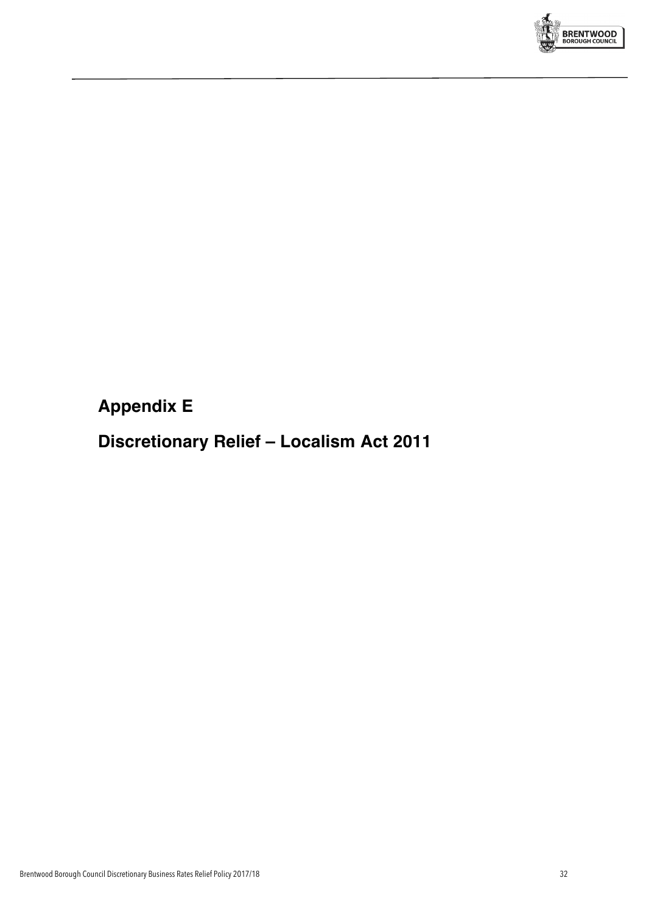# Appendix E

# Discretionary Relief – Localism Act 2011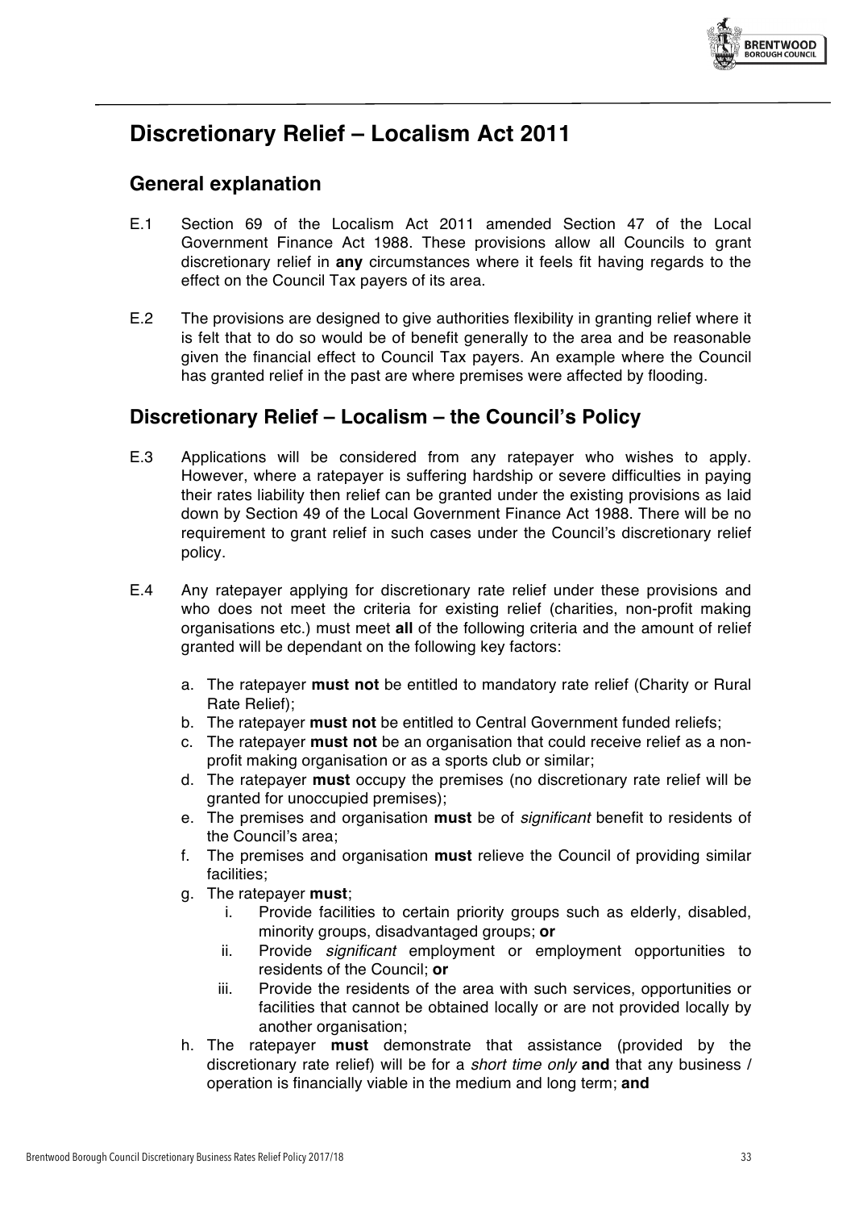# Discretionary Relief – Localism Act 2011

## General explanation

E.1 Section 69 of the Localism Act 2011 amended Section 47 of the Local Government Finance Act 1988. These provisions allow all Councils to grant discretionary relief in **any** circumstances where it feels fit having regards to the effect on the Council Tax payers of its area.

E.2 The provisions are designed to give authorities flexibility in granting relief where it is felt that to do so would be of benefit generally to the area and be reasonable given the financial effect to Council Tax payers. An example where the Council has granted relief in the past are where premises were affected by flooding.

## Discretionary Relief – Localism – the Council's Policy

E.3 Applications will be considered from any ratepayer who wishes to apply. However, where a ratepayer is suffering hardship or severe difficulties in paying their rates liability then relief can be granted under the existing provisions as laid down by Section 49 of the Local Government Finance Act 1988. There will be no requirement to grant relief in such cases under the Council's discretionary relief policy.

E.4 Any ratepayer applying for discretionary rate relief under these provisions and who does not meet the criteria for existing relief (charities, non-profit making organisations etc.) must meet **all** of the following criteria and the amount of relief granted will be dependant on the following key factors:

a. The ratepayer **must not** be entitled to mandatory rate relief (Charity or Rural Rate Relief);
b. The ratepayer **must not** be entitled to Central Government funded reliefs;
c. The ratepayer **must not** be an organisation that could receive relief as a non-profit making organisation or as a sports club or similar;
d. The ratepayer **must** occupy the premises (no discretionary rate relief will be granted for unoccupied premises);
e. The premises and organisation **must** be of *significant* benefit to residents of the Council's area;
f. The premises and organisation **must** relieve the Council of providing similar facilities;
g. The ratepayer **must**;
    i. Provide facilities to certain priority groups such as elderly, disabled, minority groups, disadvantaged groups; **or**
    ii. Provide *significant* employment or employment opportunities to residents of the Council; **or**
    iii. Provide the residents of the area with such services, opportunities or facilities that cannot be obtained locally or are not provided locally by another organisation;
h. The ratepayer **must** demonstrate that assistance (provided by the discretionary rate relief) will be for a *short time only* **and** that any business / operation is financially viable in the medium and long term; **and**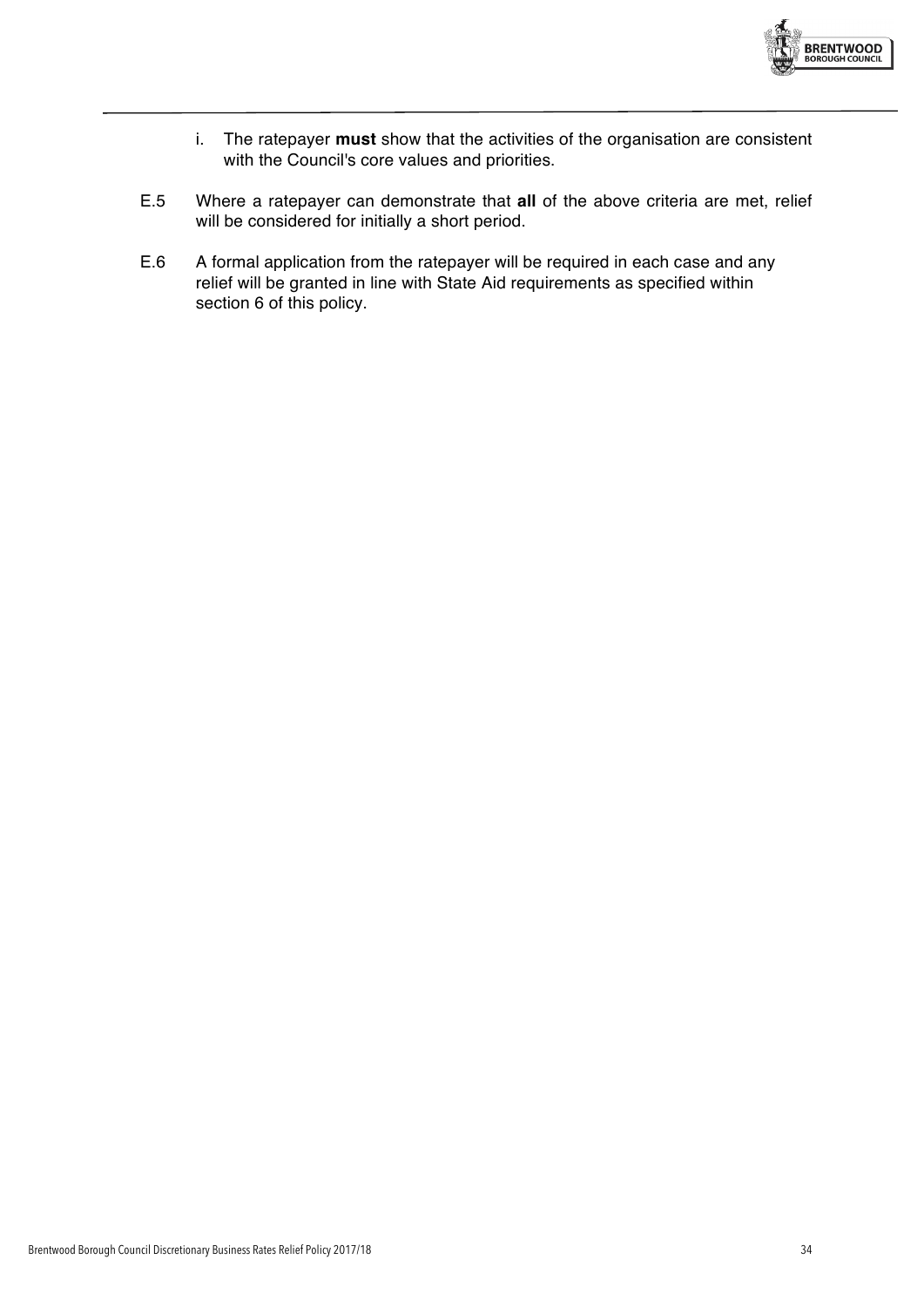i. The ratepayer **must** show that the activities of the organisation are consistent with the Council's core values and priorities.

E.5 Where a ratepayer can demonstrate that **all** of the above criteria are met, relief will be considered for initially a short period.

E.6 A formal application from the ratepayer will be required in each case and any relief will be granted in line with State Aid requirements as specified within section 6 of this policy.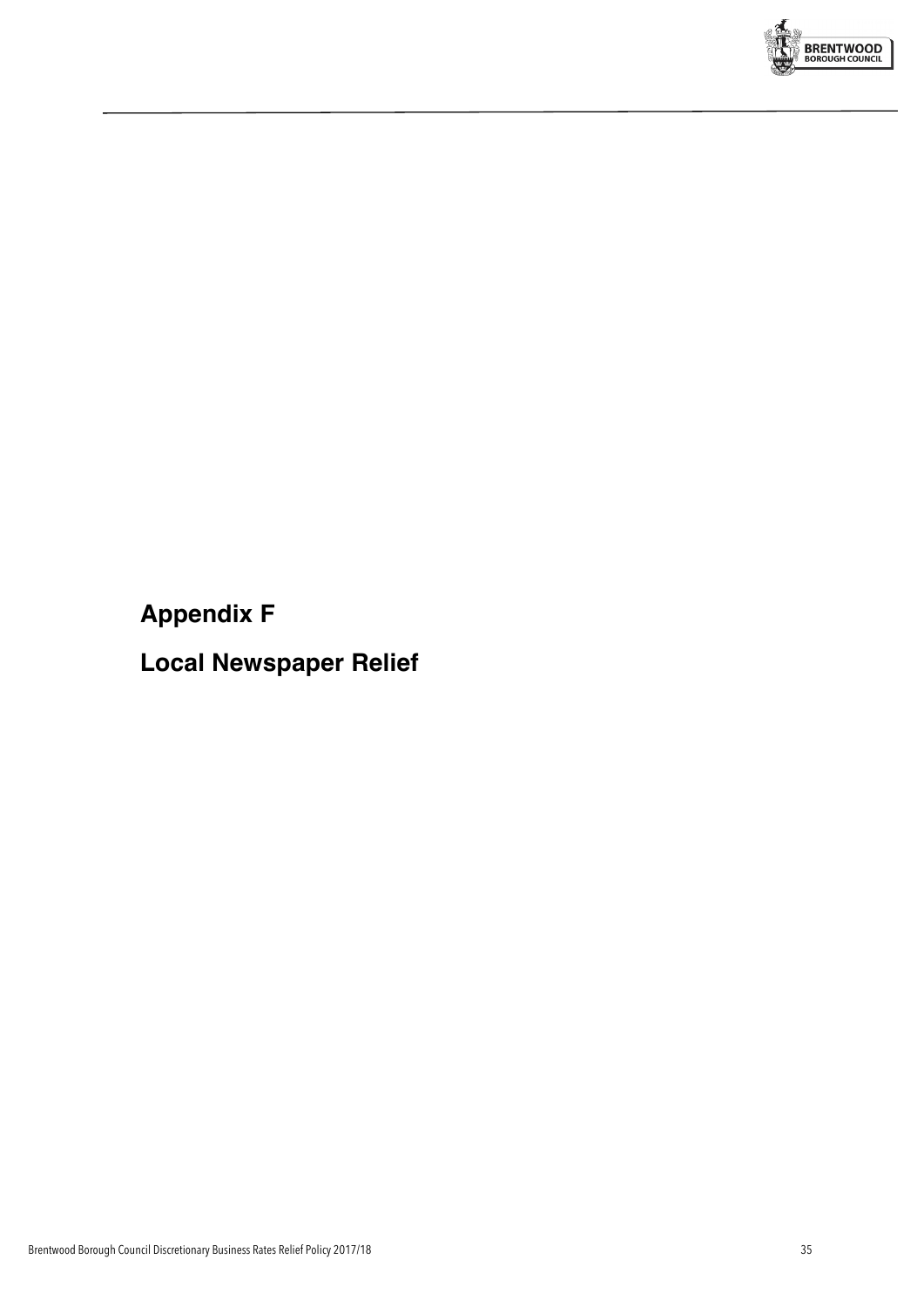# Appendix F

# Local Newspaper Relief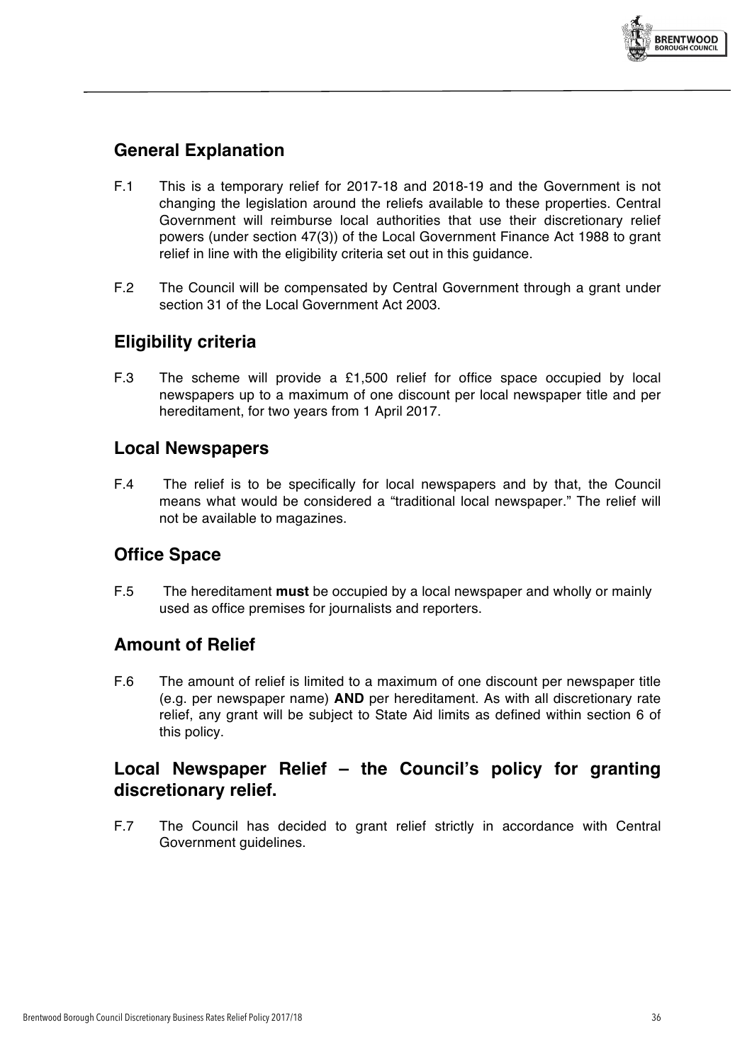## General Explanation

F.1 This is a temporary relief for 2017-18 and 2018-19 and the Government is not changing the legislation around the reliefs available to these properties. Central Government will reimburse local authorities that use their discretionary relief powers (under section 47(3)) of the Local Government Finance Act 1988 to grant relief in line with the eligibility criteria set out in this guidance.

F.2 The Council will be compensated by Central Government through a grant under section 31 of the Local Government Act 2003.

## Eligibility criteria

F.3 The scheme will provide a £1,500 relief for office space occupied by local newspapers up to a maximum of one discount per local newspaper title and per hereditament, for two years from 1 April 2017.

## Local Newspapers

F.4 The relief is to be specifically for local newspapers and by that, the Council means what would be considered a "traditional local newspaper." The relief will not be available to magazines.

## Office Space

F.5 The hereditament **must** be occupied by a local newspaper and wholly or mainly used as office premises for journalists and reporters.

## Amount of Relief

F.6 The amount of relief is limited to a maximum of one discount per newspaper title (e.g. per newspaper name) **AND** per hereditament. As with all discretionary rate relief, any grant will be subject to State Aid limits as defined within section 6 of this policy.

## Local Newspaper Relief – the Council's policy for granting discretionary relief.

F.7 The Council has decided to grant relief strictly in accordance with Central Government guidelines.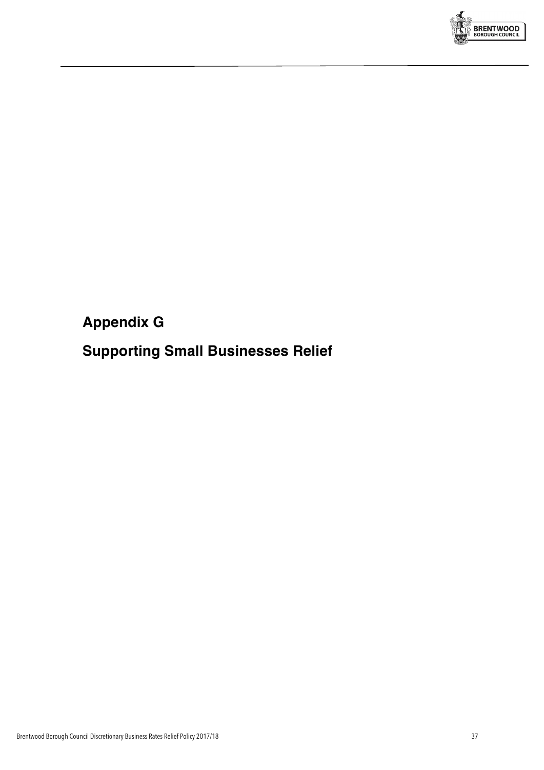# Appendix G

# Supporting Small Businesses Relief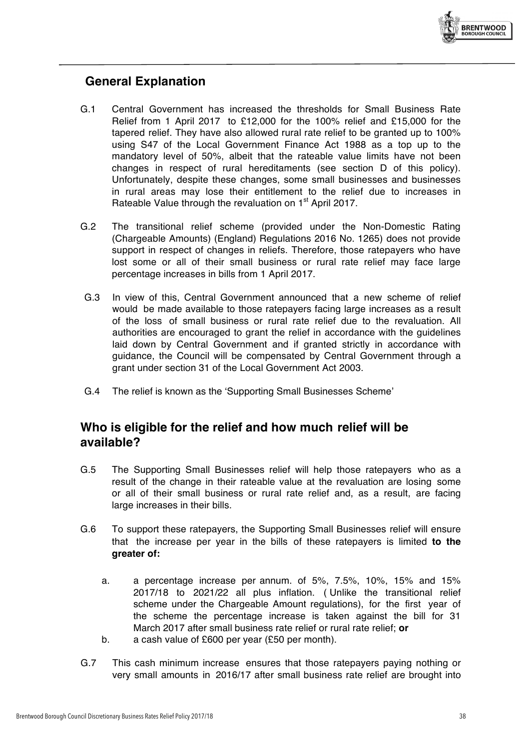## General Explanation

G.1 Central Government has increased the thresholds for Small Business Rate Relief from 1 April 2017 to £12,000 for the 100% relief and £15,000 for the tapered relief. They have also allowed rural rate relief to be granted up to 100% using S47 of the Local Government Finance Act 1988 as a top up to the mandatory level of 50%, albeit that the rateable value limits have not been changes in respect of rural hereditaments (see section D of this policy). Unfortunately, despite these changes, some small businesses and businesses in rural areas may lose their entitlement to the relief due to increases in Rateable Value through the revaluation on 1st April 2017.

G.2 The transitional relief scheme (provided under the Non-Domestic Rating (Chargeable Amounts) (England) Regulations 2016 No. 1265) does not provide support in respect of changes in reliefs. Therefore, those ratepayers who have lost some or all of their small business or rural rate relief may face large percentage increases in bills from 1 April 2017.

G.3 In view of this, Central Government announced that a new scheme of relief would be made available to those ratepayers facing large increases as a result of the loss of small business or rural rate relief due to the revaluation. All authorities are encouraged to grant the relief in accordance with the guidelines laid down by Central Government and if granted strictly in accordance with guidance, the Council will be compensated by Central Government through a grant under section 31 of the Local Government Act 2003.

G.4 The relief is known as the 'Supporting Small Businesses Scheme'

## Who is eligible for the relief and how much relief will be available?

G.5 The Supporting Small Businesses relief will help those ratepayers who as a result of the change in their rateable value at the revaluation are losing some or all of their small business or rural rate relief and, as a result, are facing large increases in their bills.

G.6 To support these ratepayers, the Supporting Small Businesses relief will ensure that the increase per year in the bills of these ratepayers is limited **to the greater of:**

a. a percentage increase per annum. of 5%, 7.5%, 10%, 15% and 15% 2017/18 to 2021/22 all plus inflation. ( Unlike the transitional relief scheme under the Chargeable Amount regulations), for the first year of the scheme the percentage increase is taken against the bill for 31 March 2017 after small business rate relief or rural rate relief; **or**

b. a cash value of £600 per year (£50 per month).

G.7 This cash minimum increase ensures that those ratepayers paying nothing or very small amounts in 2016/17 after small business rate relief are brought into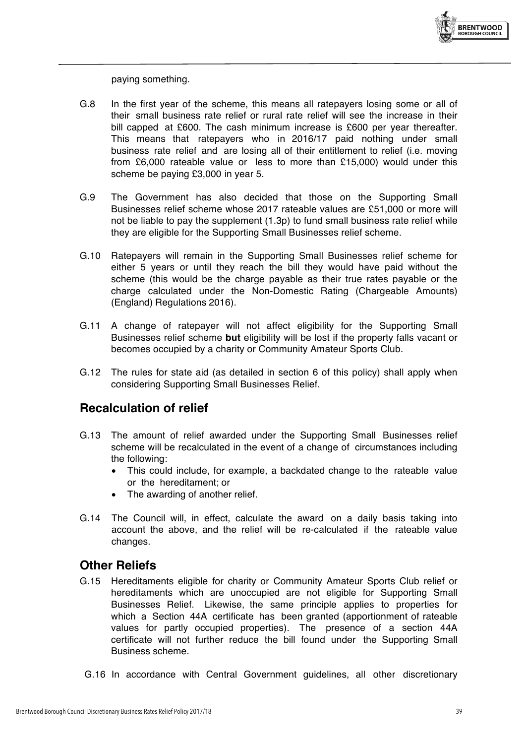paying something.

G.8 In the first year of the scheme, this means all ratepayers losing some or all of their small business rate relief or rural rate relief will see the increase in their bill capped at £600. The cash minimum increase is £600 per year thereafter. This means that ratepayers who in 2016/17 paid nothing under small business rate relief and are losing all of their entitlement to relief (i.e. moving from £6,000 rateable value or less to more than £15,000) would under this scheme be paying £3,000 in year 5.

G.9 The Government has also decided that those on the Supporting Small Businesses relief scheme whose 2017 rateable values are £51,000 or more will not be liable to pay the supplement (1.3p) to fund small business rate relief while they are eligible for the Supporting Small Businesses relief scheme.

G.10 Ratepayers will remain in the Supporting Small Businesses relief scheme for either 5 years or until they reach the bill they would have paid without the scheme (this would be the charge payable as their true rates payable or the charge calculated under the Non-Domestic Rating (Chargeable Amounts) (England) Regulations 2016).

G.11 A change of ratepayer will not affect eligibility for the Supporting Small Businesses relief scheme **but** eligibility will be lost if the property falls vacant or becomes occupied by a charity or Community Amateur Sports Club.

G.12 The rules for state aid (as detailed in section 6 of this policy) shall apply when considering Supporting Small Businesses Relief.

## Recalculation of relief

G.13 The amount of relief awarded under the Supporting Small Businesses relief scheme will be recalculated in the event of a change of circumstances including the following:

- This could include, for example, a backdated change to the rateable value or the hereditament; or
- The awarding of another relief.

G.14 The Council will, in effect, calculate the award on a daily basis taking into account the above, and the relief will be re-calculated if the rateable value changes.

## Other Reliefs

G.15 Hereditaments eligible for charity or Community Amateur Sports Club relief or hereditaments which are unoccupied are not eligible for Supporting Small Businesses Relief. Likewise, the same principle applies to properties for which a Section 44A certificate has been granted (apportionment of rateable values for partly occupied properties). The presence of a section 44A certificate will not further reduce the bill found under the Supporting Small Business scheme.

G.16 In accordance with Central Government guidelines, all other discretionary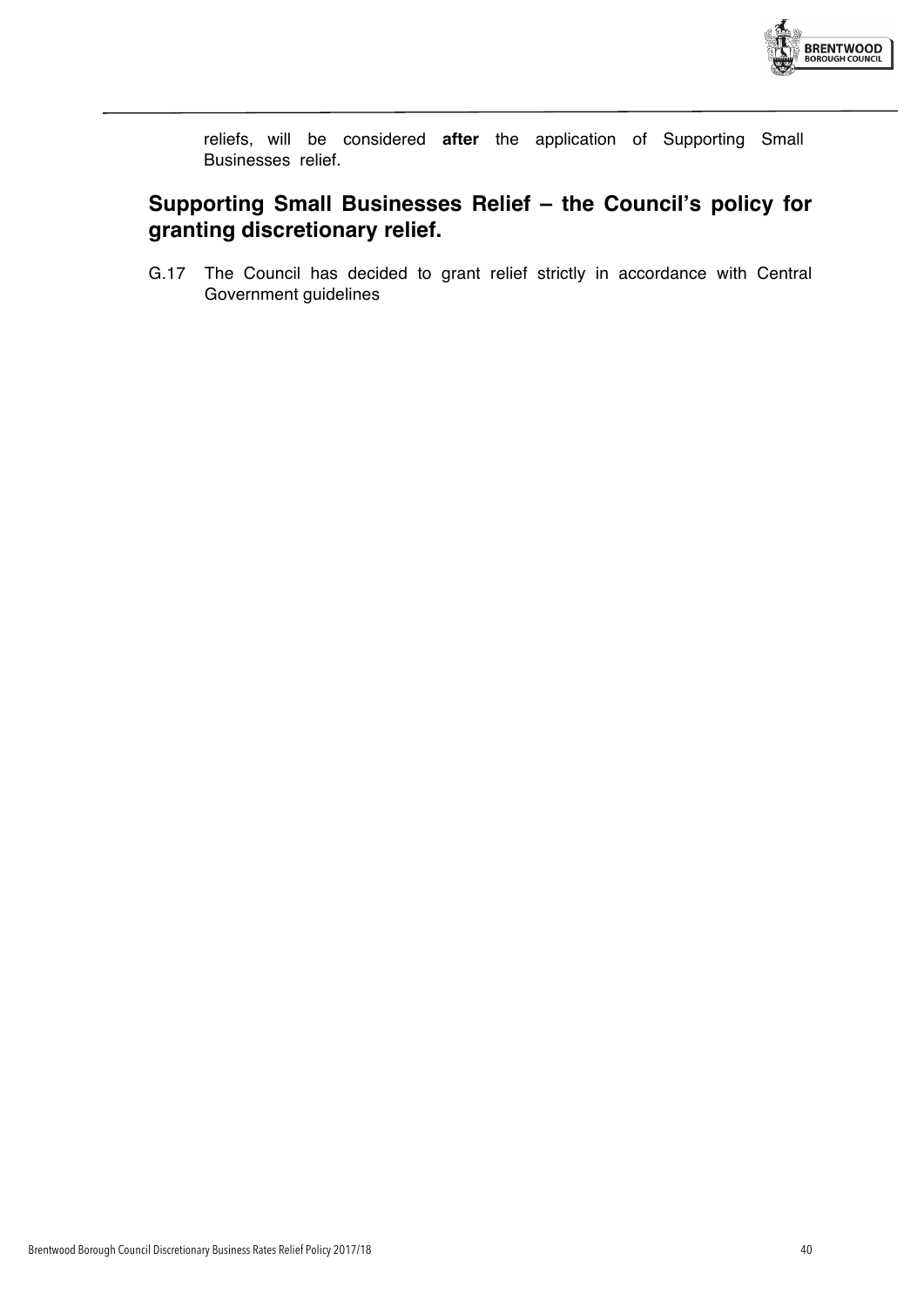reliefs, will be considered **after** the application of Supporting Small Businesses relief.

## Supporting Small Businesses Relief – the Council's policy for granting discretionary relief.

G.17 The Council has decided to grant relief strictly in accordance with Central Government guidelines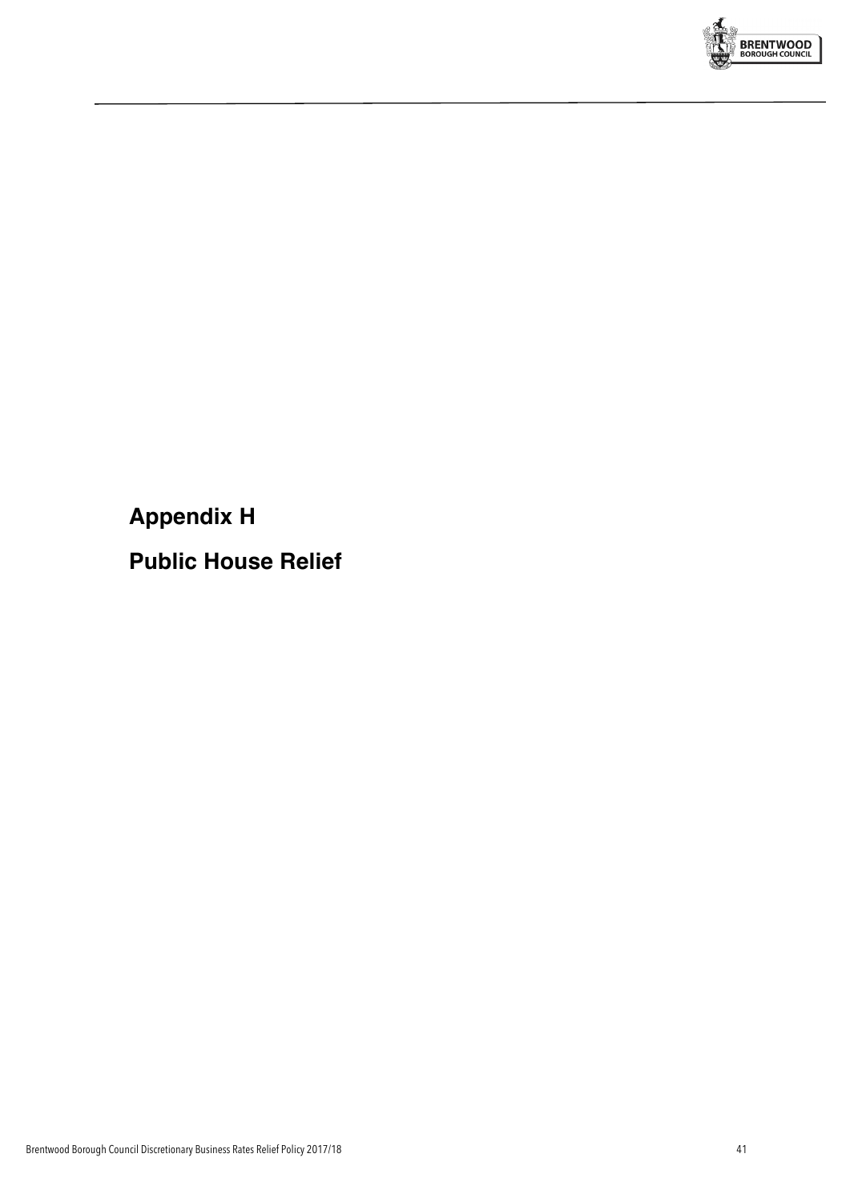# Appendix H

# Public House Relief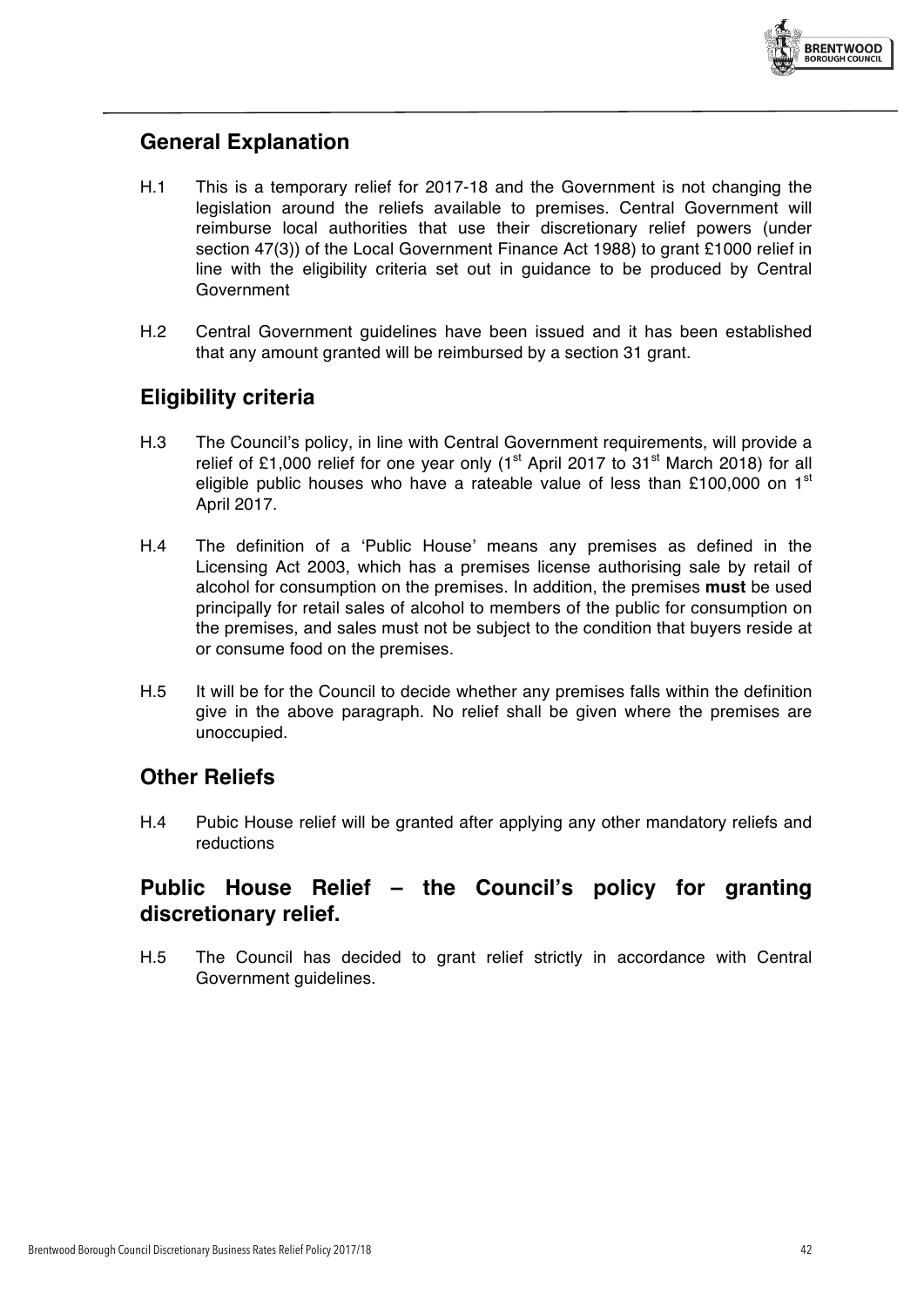## General Explanation

H.1 This is a temporary relief for 2017-18 and the Government is not changing the legislation around the reliefs available to premises. Central Government will reimburse local authorities that use their discretionary relief powers (under section 47(3)) of the Local Government Finance Act 1988) to grant £1000 relief in line with the eligibility criteria set out in guidance to be produced by Central Government

H.2 Central Government guidelines have been issued and it has been established that any amount granted will be reimbursed by a section 31 grant.

## Eligibility criteria

H.3 The Council's policy, in line with Central Government requirements, will provide a relief of £1,000 relief for one year only (1st April 2017 to 31st March 2018) for all eligible public houses who have a rateable value of less than £100,000 on 1st April 2017.

H.4 The definition of a 'Public House' means any premises as defined in the Licensing Act 2003, which has a premises license authorising sale by retail of alcohol for consumption on the premises. In addition, the premises **must** be used principally for retail sales of alcohol to members of the public for consumption on the premises, and sales must not be subject to the condition that buyers reside at or consume food on the premises.

H.5 It will be for the Council to decide whether any premises falls within the definition give in the above paragraph. No relief shall be given where the premises are unoccupied.

## Other Reliefs

H.4 Pubic House relief will be granted after applying any other mandatory reliefs and reductions

## Public House Relief – the Council's policy for granting discretionary relief.

H.5 The Council has decided to grant relief strictly in accordance with Central Government guidelines.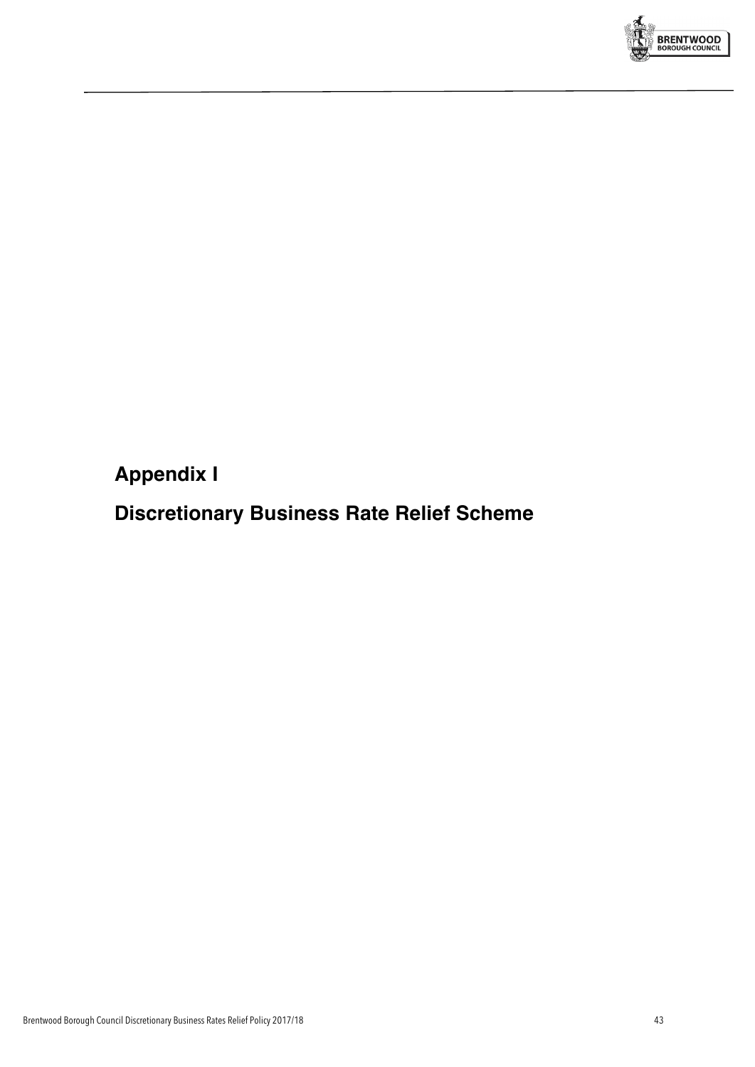# Appendix I

# Discretionary Business Rate Relief Scheme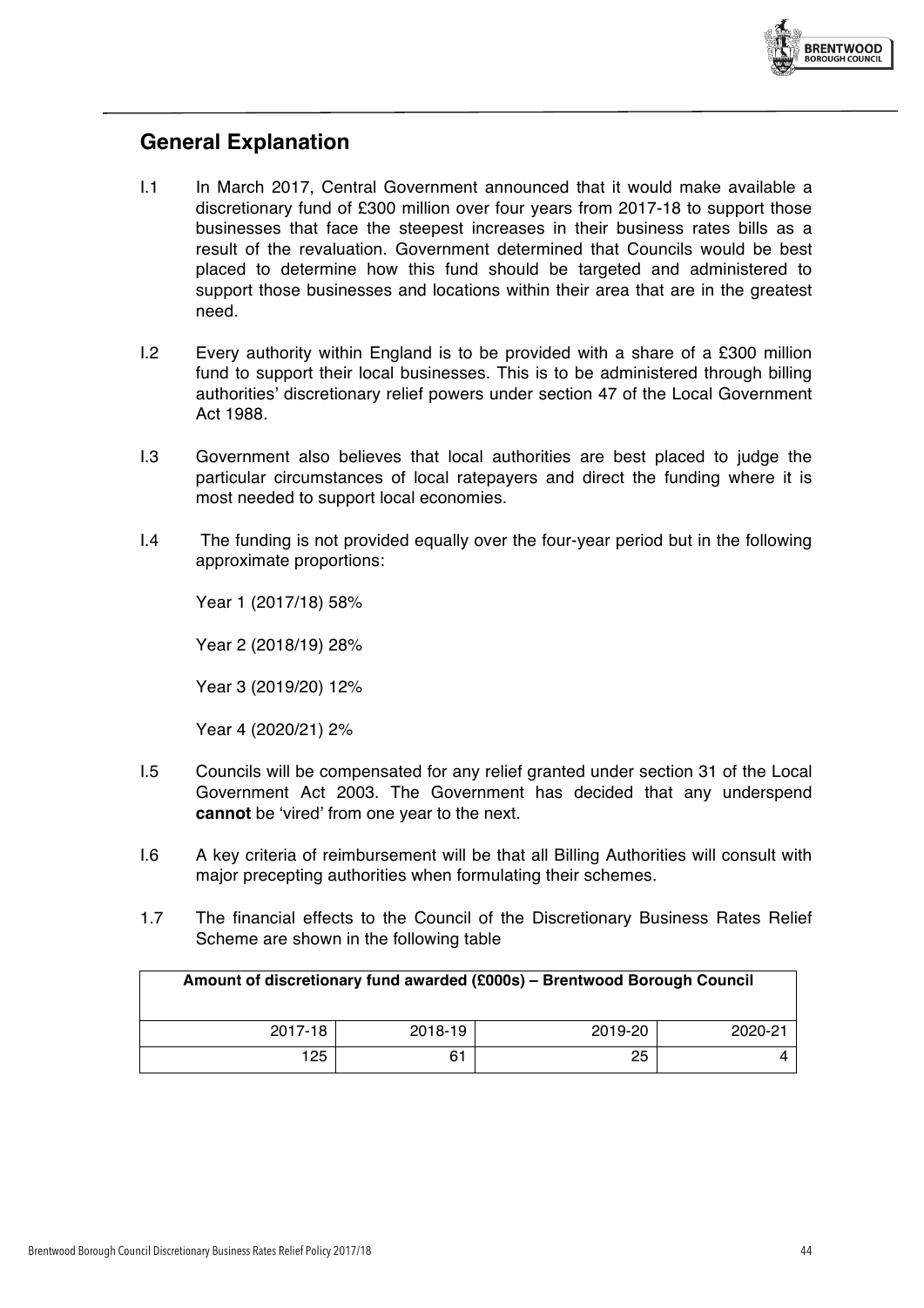## General Explanation

I.1 In March 2017, Central Government announced that it would make available a discretionary fund of £300 million over four years from 2017-18 to support those businesses that face the steepest increases in their business rates bills as a result of the revaluation. Government determined that Councils would be best placed to determine how this fund should be targeted and administered to support those businesses and locations within their area that are in the greatest need.

I.2 Every authority within England is to be provided with a share of a £300 million fund to support their local businesses. This is to be administered through billing authorities' discretionary relief powers under section 47 of the Local Government Act 1988.

I.3 Government also believes that local authorities are best placed to judge the particular circumstances of local ratepayers and direct the funding where it is most needed to support local economies.

I.4 The funding is not provided equally over the four-year period but in the following approximate proportions:

Year 1 (2017/18) 58%

Year 2 (2018/19) 28%

Year 3 (2019/20) 12%

Year 4 (2020/21) 2%

I.5 Councils will be compensated for any relief granted under section 31 of the Local Government Act 2003. The Government has decided that any underspend **cannot** be 'vired' from one year to the next.

I.6 A key criteria of reimbursement will be that all Billing Authorities will consult with major precepting authorities when formulating their schemes.

1.7 The financial effects to the Council of the Discretionary Business Rates Relief Scheme are shown in the following table

| **Amount of discretionary fund awarded (£000s) – Brentwood Borough Council** | | | |
|---|---|---|---|
| 2017-18 | 2018-19 | 2019-20 | 2020-21 |
| 125 | 61 | 25 | 4 |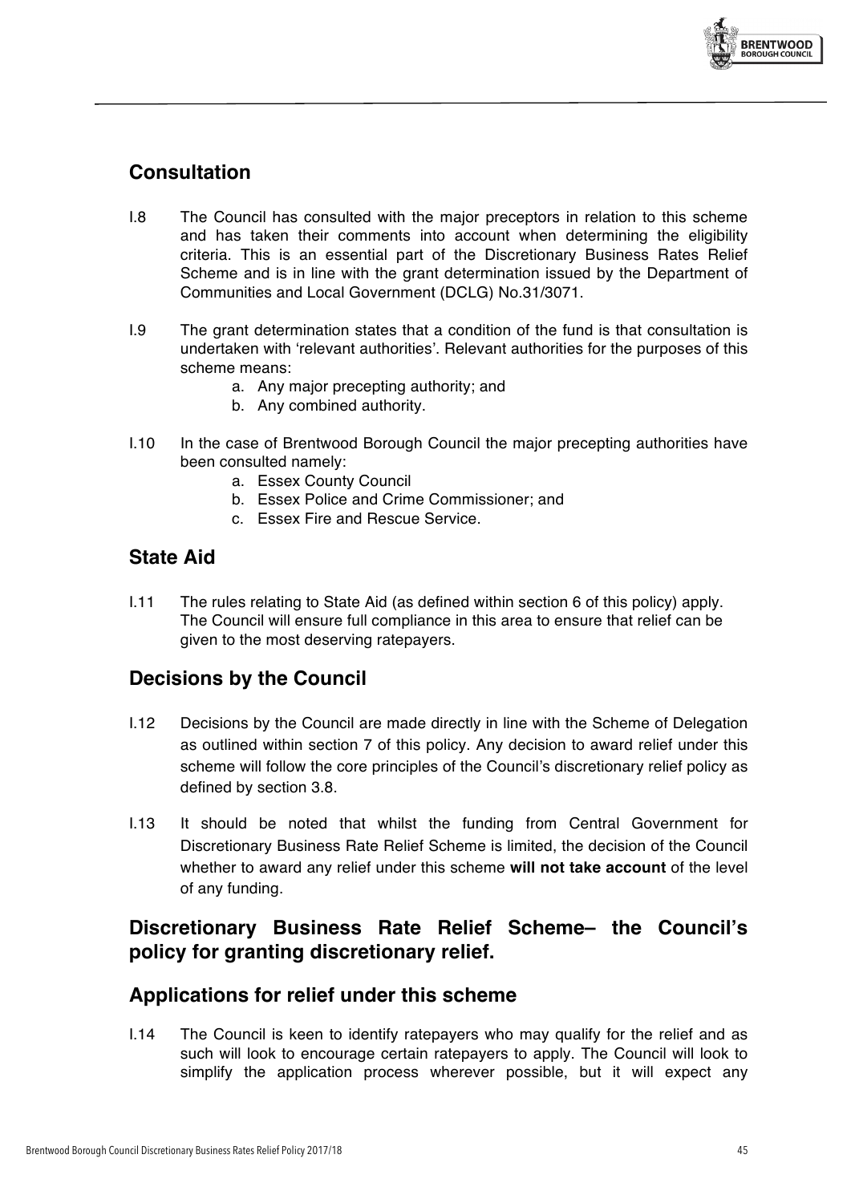## Consultation

I.8 The Council has consulted with the major preceptors in relation to this scheme and has taken their comments into account when determining the eligibility criteria. This is an essential part of the Discretionary Business Rates Relief Scheme and is in line with the grant determination issued by the Department of Communities and Local Government (DCLG) No.31/3071.

I.9 The grant determination states that a condition of the fund is that consultation is undertaken with 'relevant authorities'. Relevant authorities for the purposes of this scheme means:

a. Any major precepting authority; and
b. Any combined authority.

I.10 In the case of Brentwood Borough Council the major precepting authorities have been consulted namely:

a. Essex County Council
b. Essex Police and Crime Commissioner; and
c. Essex Fire and Rescue Service.

## State Aid

I.11 The rules relating to State Aid (as defined within section 6 of this policy) apply. The Council will ensure full compliance in this area to ensure that relief can be given to the most deserving ratepayers.

## Decisions by the Council

I.12 Decisions by the Council are made directly in line with the Scheme of Delegation as outlined within section 7 of this policy. Any decision to award relief under this scheme will follow the core principles of the Council's discretionary relief policy as defined by section 3.8.

I.13 It should be noted that whilst the funding from Central Government for Discretionary Business Rate Relief Scheme is limited, the decision of the Council whether to award any relief under this scheme **will not take account** of the level of any funding.

## Discretionary Business Rate Relief Scheme– the Council's policy for granting discretionary relief.

## Applications for relief under this scheme

I.14 The Council is keen to identify ratepayers who may qualify for the relief and as such will look to encourage certain ratepayers to apply. The Council will look to simplify the application process wherever possible, but it will expect any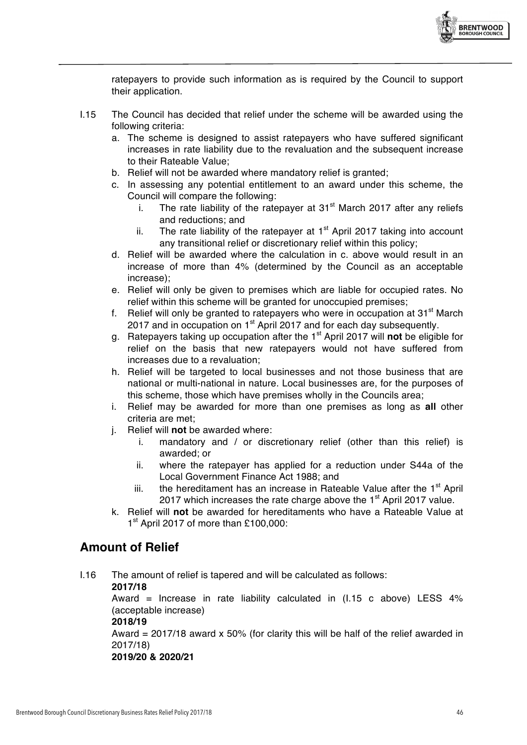ratepayers to provide such information as is required by the Council to support their application.

I.15 The Council has decided that relief under the scheme will be awarded using the following criteria:

a. The scheme is designed to assist ratepayers who have suffered significant increases in rate liability due to the revaluation and the subsequent increase to their Rateable Value;
b. Relief will not be awarded where mandatory relief is granted;
c. In assessing any potential entitlement to an award under this scheme, the Council will compare the following:
    i. The rate liability of the ratepayer at 31st March 2017 after any reliefs and reductions; and
    ii. The rate liability of the ratepayer at 1st April 2017 taking into account any transitional relief or discretionary relief within this policy;
d. Relief will be awarded where the calculation in c. above would result in an increase of more than 4% (determined by the Council as an acceptable increase);
e. Relief will only be given to premises which are liable for occupied rates. No relief within this scheme will be granted for unoccupied premises;
f. Relief will only be granted to ratepayers who were in occupation at 31st March 2017 and in occupation on 1st April 2017 and for each day subsequently.
g. Ratepayers taking up occupation after the 1st April 2017 will **not** be eligible for relief on the basis that new ratepayers would not have suffered from increases due to a revaluation;
h. Relief will be targeted to local businesses and not those business that are national or multi-national in nature. Local businesses are, for the purposes of this scheme, those which have premises wholly in the Councils area;
i. Relief may be awarded for more than one premises as long as **all** other criteria are met;
j. Relief will **not** be awarded where:
    i. mandatory and / or discretionary relief (other than this relief) is awarded; or
    ii. where the ratepayer has applied for a reduction under S44a of the Local Government Finance Act 1988; and
    iii. the hereditament has an increase in Rateable Value after the 1st April 2017 which increases the rate charge above the 1st April 2017 value.
k. Relief will **not** be awarded for hereditaments who have a Rateable Value at 1st April 2017 of more than £100,000:

## Amount of Relief

I.16 The amount of relief is tapered and will be calculated as follows:

**2017/18**

Award = Increase in rate liability calculated in (I.15 c above) LESS 4% (acceptable increase)

**2018/19**

Award = 2017/18 award x 50% (for clarity this will be half of the relief awarded in 2017/18)

**2019/20 & 2020/21**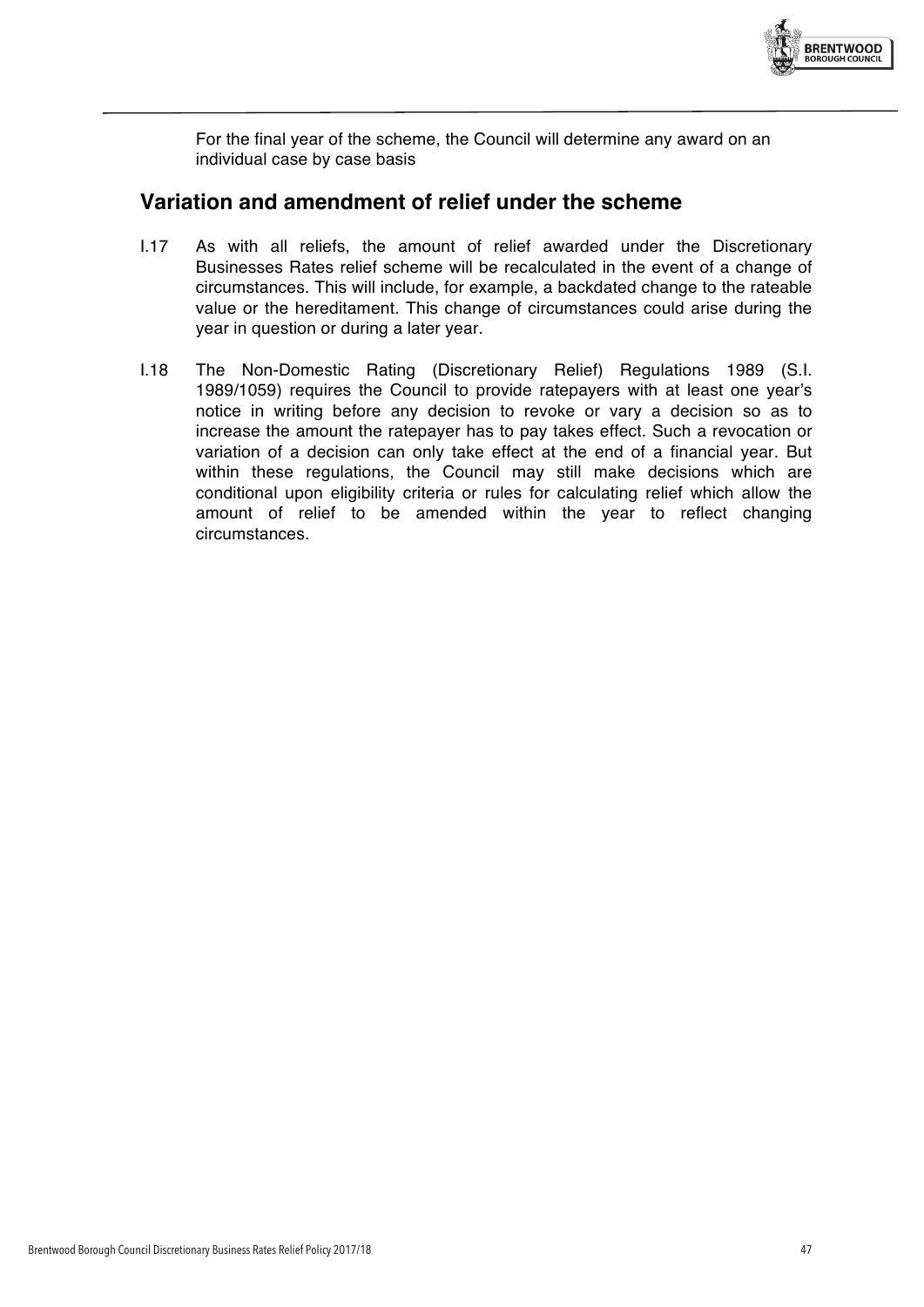For the final year of the scheme, the Council will determine any award on an individual case by case basis

## Variation and amendment of relief under the scheme

I.17 As with all reliefs, the amount of relief awarded under the Discretionary Businesses Rates relief scheme will be recalculated in the event of a change of circumstances. This will include, for example, a backdated change to the rateable value or the hereditament. This change of circumstances could arise during the year in question or during a later year.

I.18 The Non-Domestic Rating (Discretionary Relief) Regulations 1989 (S.I. 1989/1059) requires the Council to provide ratepayers with at least one year's notice in writing before any decision to revoke or vary a decision so as to increase the amount the ratepayer has to pay takes effect. Such a revocation or variation of a decision can only take effect at the end of a financial year. But within these regulations, the Council may still make decisions which are conditional upon eligibility criteria or rules for calculating relief which allow the amount of relief to be amended within the year to reflect changing circumstances.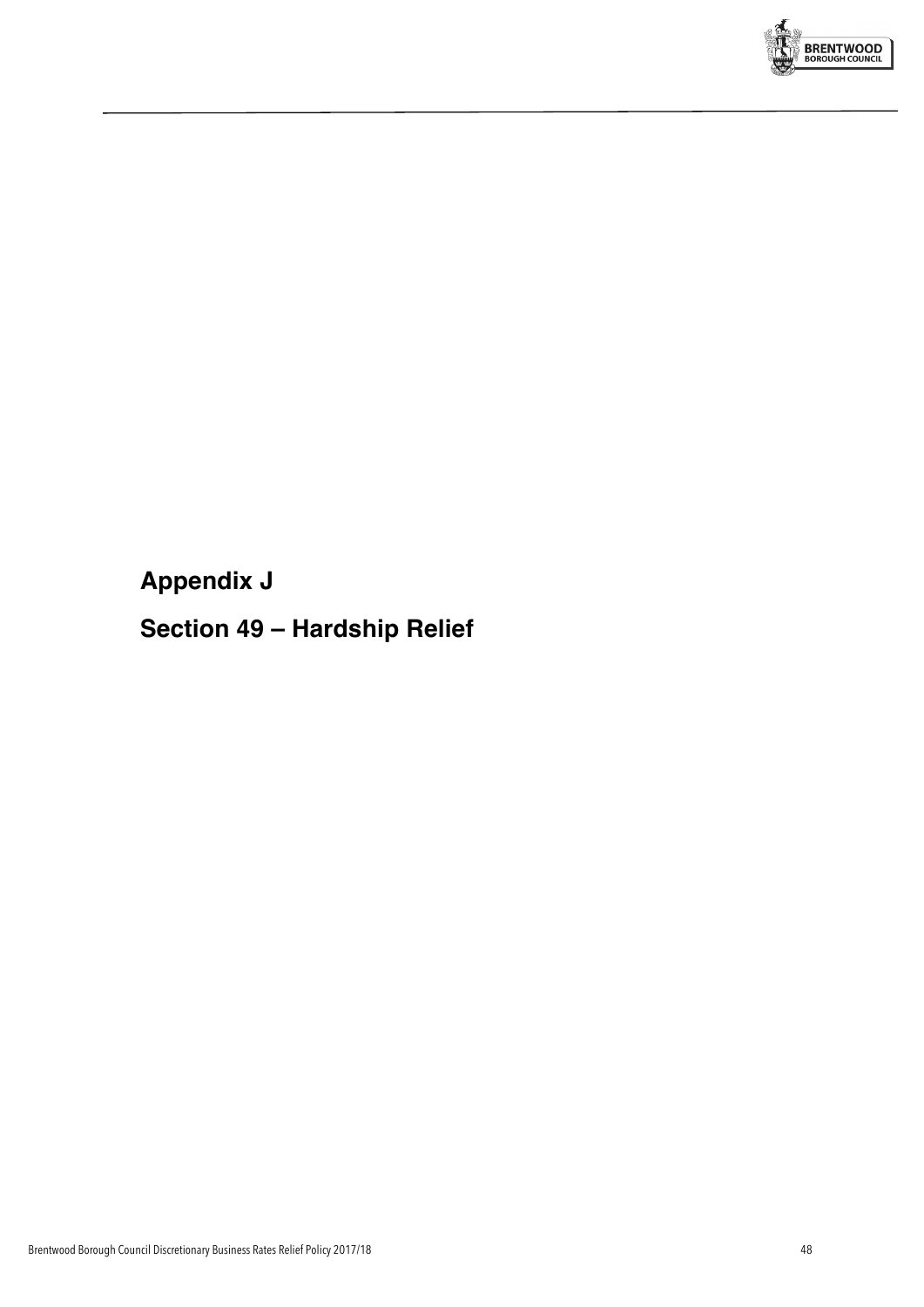## Appendix J

## Section 49 – Hardship Relief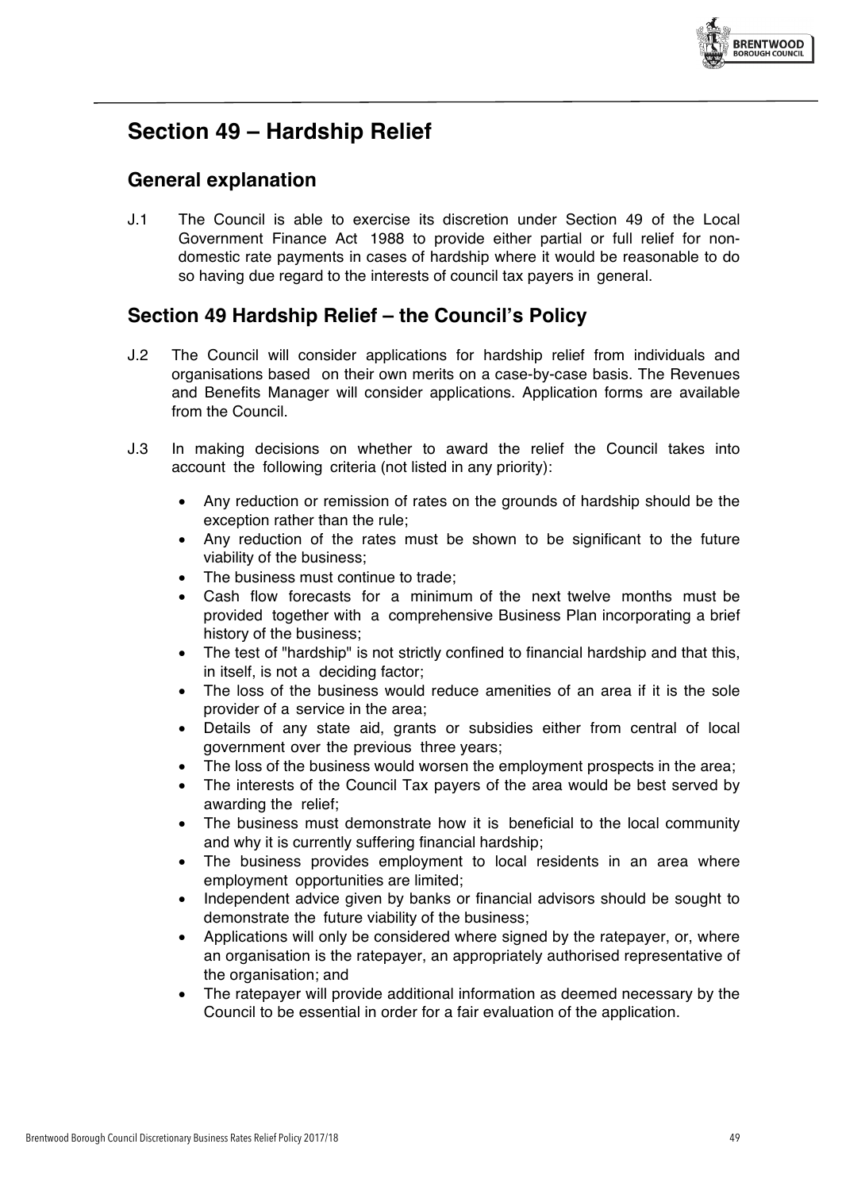# Section 49 – Hardship Relief

## General explanation

J.1 The Council is able to exercise its discretion under Section 49 of the Local Government Finance Act 1988 to provide either partial or full relief for non-domestic rate payments in cases of hardship where it would be reasonable to do so having due regard to the interests of council tax payers in general.

## Section 49 Hardship Relief – the Council's Policy

J.2 The Council will consider applications for hardship relief from individuals and organisations based on their own merits on a case-by-case basis. The Revenues and Benefits Manager will consider applications. Application forms are available from the Council.

J.3 In making decisions on whether to award the relief the Council takes into account the following criteria (not listed in any priority):

- Any reduction or remission of rates on the grounds of hardship should be the exception rather than the rule;
- Any reduction of the rates must be shown to be significant to the future viability of the business;
- The business must continue to trade;
- Cash flow forecasts for a minimum of the next twelve months must be provided together with a comprehensive Business Plan incorporating a brief history of the business;
- The test of "hardship" is not strictly confined to financial hardship and that this, in itself, is not a deciding factor;
- The loss of the business would reduce amenities of an area if it is the sole provider of a service in the area;
- Details of any state aid, grants or subsidies either from central of local government over the previous three years;
- The loss of the business would worsen the employment prospects in the area;
- The interests of the Council Tax payers of the area would be best served by awarding the relief;
- The business must demonstrate how it is beneficial to the local community and why it is currently suffering financial hardship;
- The business provides employment to local residents in an area where employment opportunities are limited;
- Independent advice given by banks or financial advisors should be sought to demonstrate the future viability of the business;
- Applications will only be considered where signed by the ratepayer, or, where an organisation is the ratepayer, an appropriately authorised representative of the organisation; and
- The ratepayer will provide additional information as deemed necessary by the Council to be essential in order for a fair evaluation of the application.